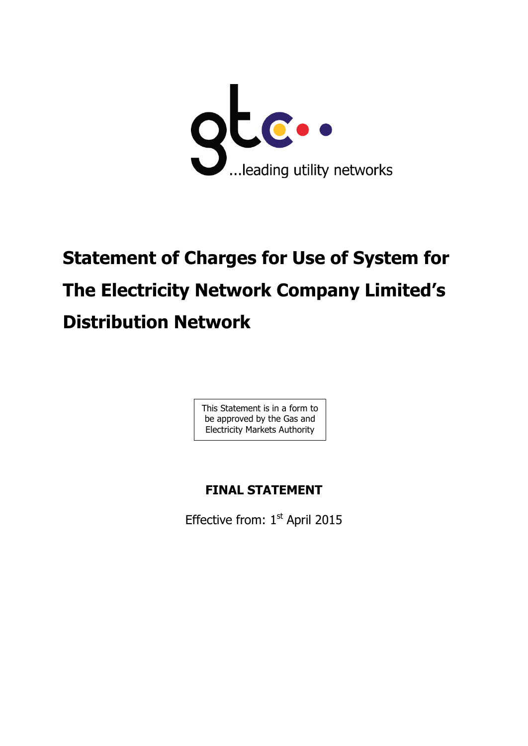gtc

...leading utility networks

# Statement of Charges for Use of System for The Electricity Network Company Limited's Distribution Network

This Statement is in a form to be approved by the Gas and Electricity Markets Authority

**FINAL STATEMENT**

Effective from: 1st April 2015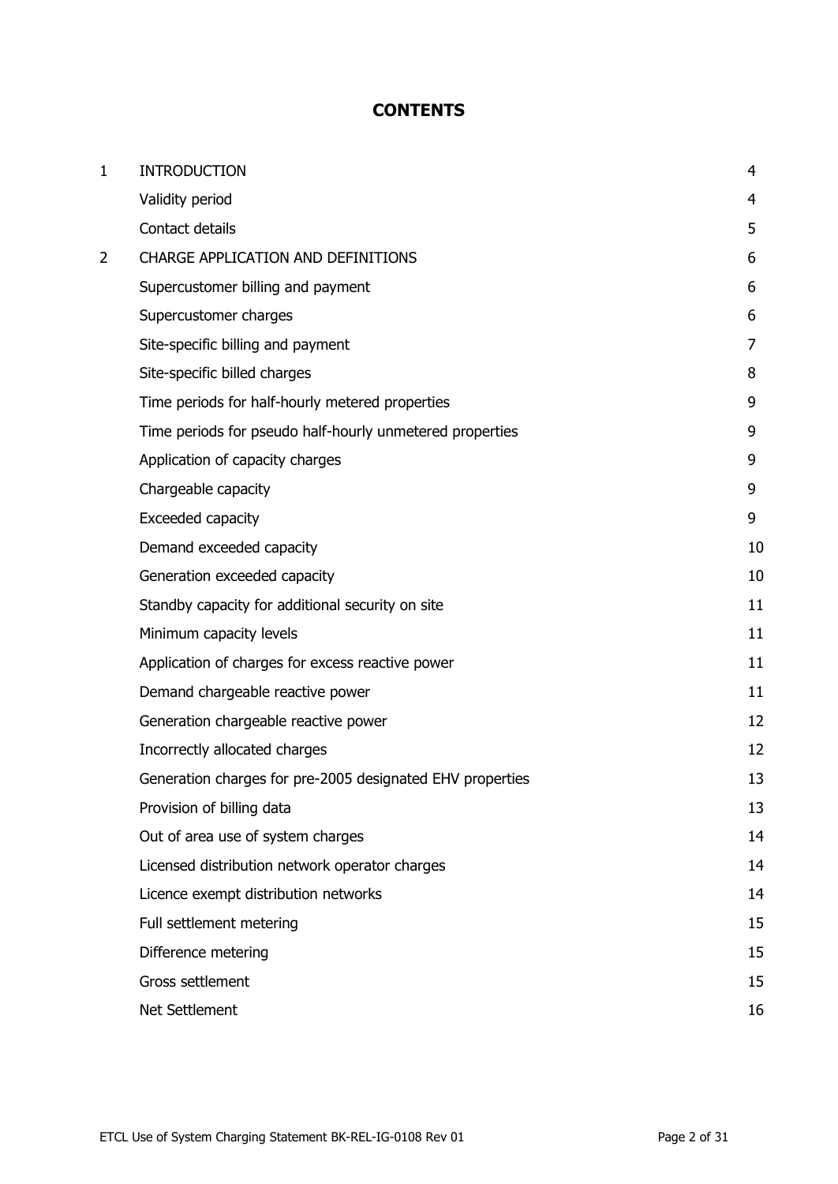# CONTENTS

| | | |
|---|---|---|
| 1 | INTRODUCTION | 4 |
| | Validity period | 4 |
| | Contact details | 5 |
| 2 | CHARGE APPLICATION AND DEFINITIONS | 6 |
| | Supercustomer billing and payment | 6 |
| | Supercustomer charges | 6 |
| | Site-specific billing and payment | 7 |
| | Site-specific billed charges | 8 |
| | Time periods for half-hourly metered properties | 9 |
| | Time periods for pseudo half-hourly unmetered properties | 9 |
| | Application of capacity charges | 9 |
| | Chargeable capacity | 9 |
| | Exceeded capacity | 9 |
| | Demand exceeded capacity | 10 |
| | Generation exceeded capacity | 10 |
| | Standby capacity for additional security on site | 11 |
| | Minimum capacity levels | 11 |
| | Application of charges for excess reactive power | 11 |
| | Demand chargeable reactive power | 11 |
| | Generation chargeable reactive power | 12 |
| | Incorrectly allocated charges | 12 |
| | Generation charges for pre-2005 designated EHV properties | 13 |
| | Provision of billing data | 13 |
| | Out of area use of system charges | 14 |
| | Licensed distribution network operator charges | 14 |
| | Licence exempt distribution networks | 14 |
| | Full settlement metering | 15 |
| | Difference metering | 15 |
| | Gross settlement | 15 |
| | Net Settlement | 16 |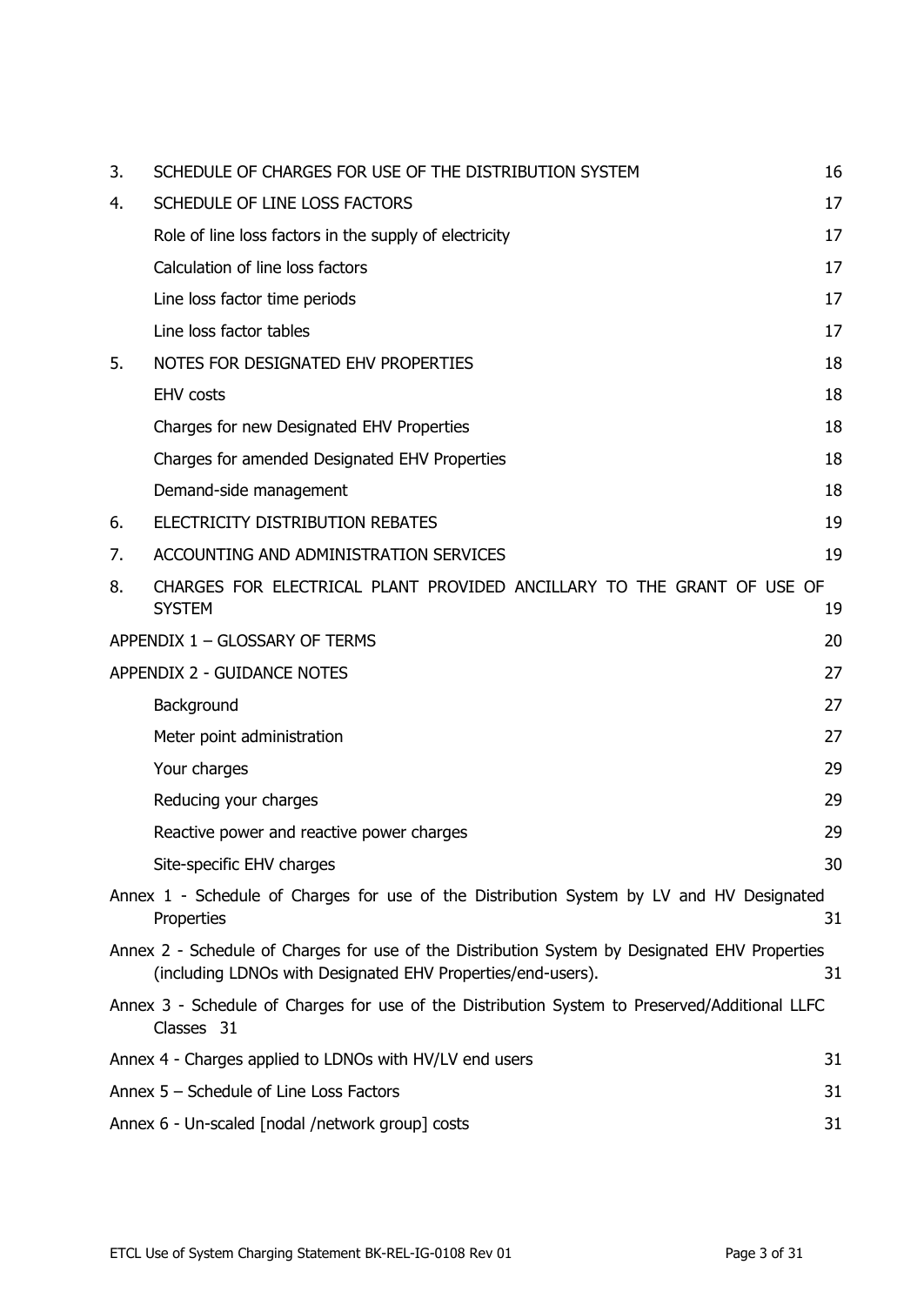| | | |
|---|---|---|
| 3. | SCHEDULE OF CHARGES FOR USE OF THE DISTRIBUTION SYSTEM | 16 |
| 4. | SCHEDULE OF LINE LOSS FACTORS | 17 |
| | Role of line loss factors in the supply of electricity | 17 |
| | Calculation of line loss factors | 17 |
| | Line loss factor time periods | 17 |
| | Line loss factor tables | 17 |
| 5. | NOTES FOR DESIGNATED EHV PROPERTIES | 18 |
| | EHV costs | 18 |
| | Charges for new Designated EHV Properties | 18 |
| | Charges for amended Designated EHV Properties | 18 |
| | Demand-side management | 18 |
| 6. | ELECTRICITY DISTRIBUTION REBATES | 19 |
| 7. | ACCOUNTING AND ADMINISTRATION SERVICES | 19 |
| 8. | CHARGES FOR ELECTRICAL PLANT PROVIDED ANCILLARY TO THE GRANT OF USE OF SYSTEM | 19 |
| APPENDIX 1 – GLOSSARY OF TERMS | | 20 |
| APPENDIX 2 - GUIDANCE NOTES | | 27 |
| | Background | 27 |
| | Meter point administration | 27 |
| | Your charges | 29 |
| | Reducing your charges | 29 |
| | Reactive power and reactive power charges | 29 |
| | Site-specific EHV charges | 30 |
| Annex 1 - Schedule of Charges for use of the Distribution System by LV and HV Designated Properties | | 31 |
| Annex 2 - Schedule of Charges for use of the Distribution System by Designated EHV Properties (including LDNOs with Designated EHV Properties/end-users). | | 31 |
| Annex 3 - Schedule of Charges for use of the Distribution System to Preserved/Additional LLFC Classes | | 31 |
| Annex 4 - Charges applied to LDNOs with HV/LV end users | | 31 |
| Annex 5 – Schedule of Line Loss Factors | | 31 |
| Annex 6 - Un-scaled [nodal /network group] costs | | 31 |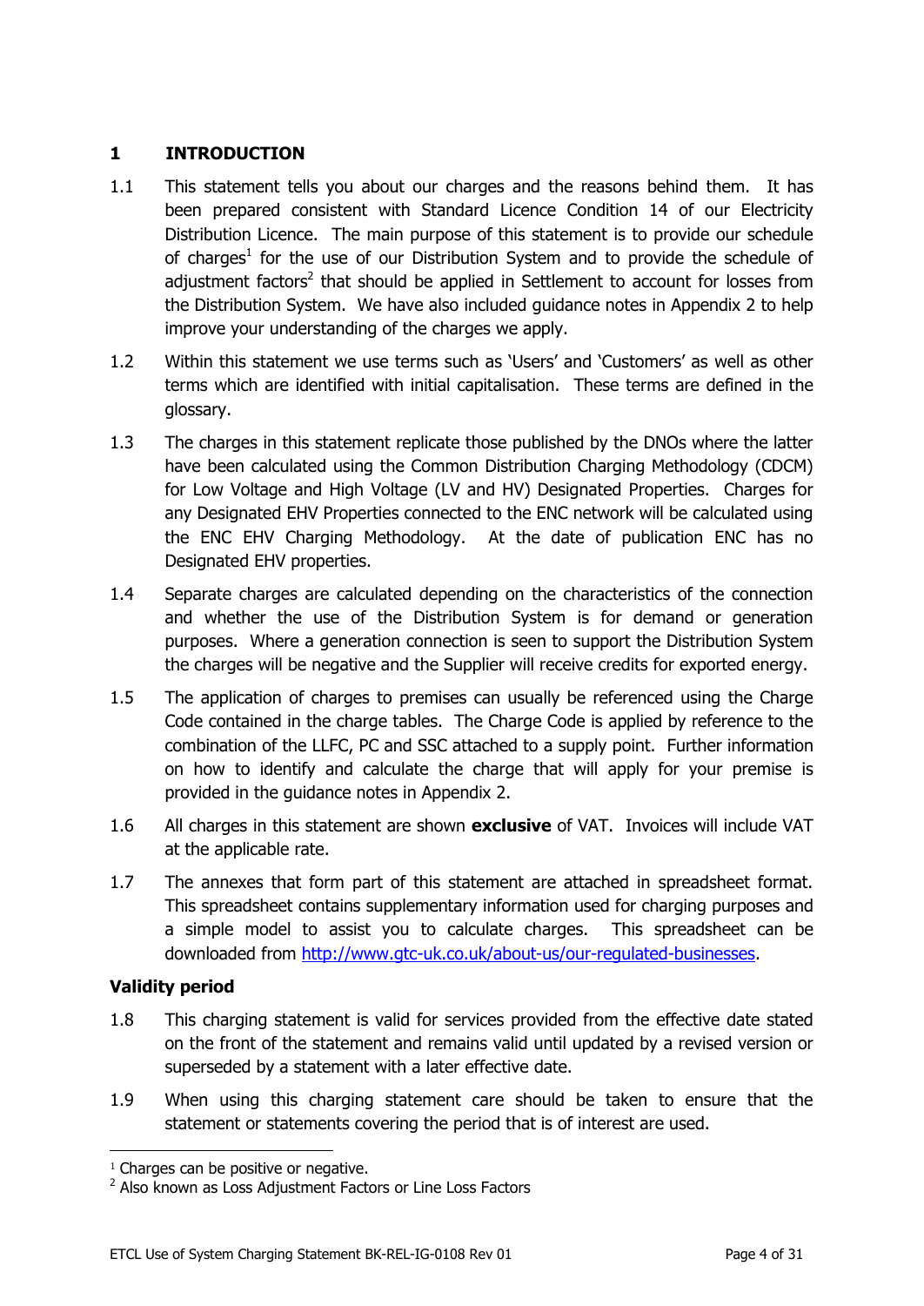# 1 INTRODUCTION

1.1 This statement tells you about our charges and the reasons behind them. It has been prepared consistent with Standard Licence Condition 14 of our Electricity Distribution Licence. The main purpose of this statement is to provide our schedule of charges[1] for the use of our Distribution System and to provide the schedule of adjustment factors[2] that should be applied in Settlement to account for losses from the Distribution System. We have also included guidance notes in Appendix 2 to help improve your understanding of the charges we apply.

1.2 Within this statement we use terms such as 'Users' and 'Customers' as well as other terms which are identified with initial capitalisation. These terms are defined in the glossary.

1.3 The charges in this statement replicate those published by the DNOs where the latter have been calculated using the Common Distribution Charging Methodology (CDCM) for Low Voltage and High Voltage (LV and HV) Designated Properties. Charges for any Designated EHV Properties connected to the ENC network will be calculated using the ENC EHV Charging Methodology. At the date of publication ENC has no Designated EHV properties.

1.4 Separate charges are calculated depending on the characteristics of the connection and whether the use of the Distribution System is for demand or generation purposes. Where a generation connection is seen to support the Distribution System the charges will be negative and the Supplier will receive credits for exported energy.

1.5 The application of charges to premises can usually be referenced using the Charge Code contained in the charge tables. The Charge Code is applied by reference to the combination of the LLFC, PC and SSC attached to a supply point. Further information on how to identify and calculate the charge that will apply for your premise is provided in the guidance notes in Appendix 2.

1.6 All charges in this statement are shown **exclusive** of VAT. Invoices will include VAT at the applicable rate.

1.7 The annexes that form part of this statement are attached in spreadsheet format. This spreadsheet contains supplementary information used for charging purposes and a simple model to assist you to calculate charges. This spreadsheet can be downloaded from http://www.gtc-uk.co.uk/about-us/our-regulated-businesses.

**Validity period**

1.8 This charging statement is valid for services provided from the effective date stated on the front of the statement and remains valid until updated by a revised version or superseded by a statement with a later effective date.

1.9 When using this charging statement care should be taken to ensure that the statement or statements covering the period that is of interest are used.

---

[1] Charges can be positive or negative.

[2] Also known as Loss Adjustment Factors or Line Loss Factors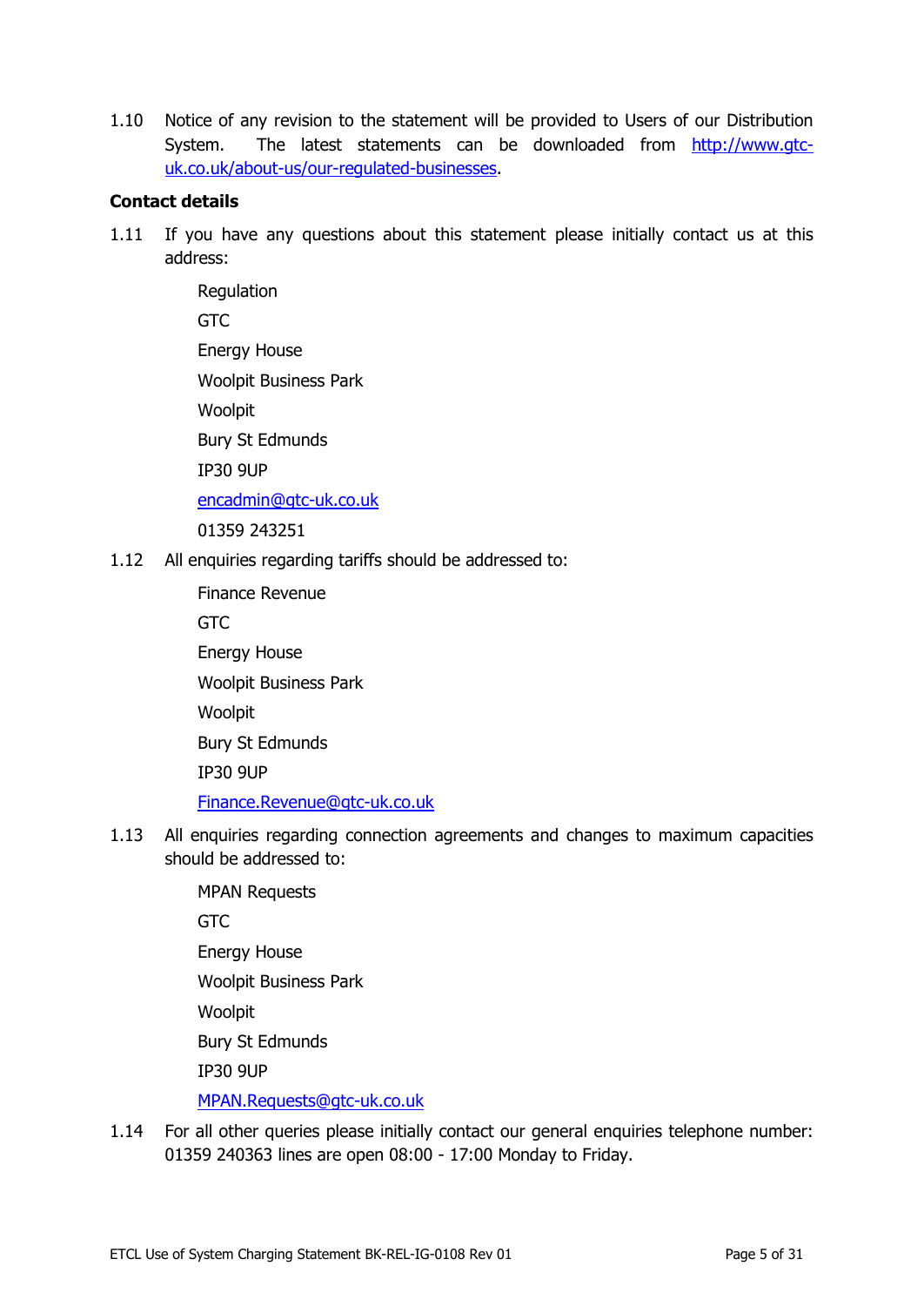1.10 Notice of any revision to the statement will be provided to Users of our Distribution System. The latest statements can be downloaded from [http://www.gtc-uk.co.uk/about-us/our-regulated-businesses](http://www.gtc-uk.co.uk/about-us/our-regulated-businesses).

**Contact details**

1.11 If you have any questions about this statement please initially contact us at this address:

Regulation
GTC
Energy House
Woolpit Business Park
Woolpit
Bury St Edmunds
IP30 9UP
encadmin@gtc-uk.co.uk
01359 243251

1.12 All enquiries regarding tariffs should be addressed to:

Finance Revenue
GTC
Energy House
Woolpit Business Park
Woolpit
Bury St Edmunds
IP30 9UP
Finance.Revenue@gtc-uk.co.uk

1.13 All enquiries regarding connection agreements and changes to maximum capacities should be addressed to:

MPAN Requests
GTC
Energy House
Woolpit Business Park
Woolpit
Bury St Edmunds
IP30 9UP
MPAN.Requests@gtc-uk.co.uk

1.14 For all other queries please initially contact our general enquiries telephone number: 01359 240363 lines are open 08:00 - 17:00 Monday to Friday.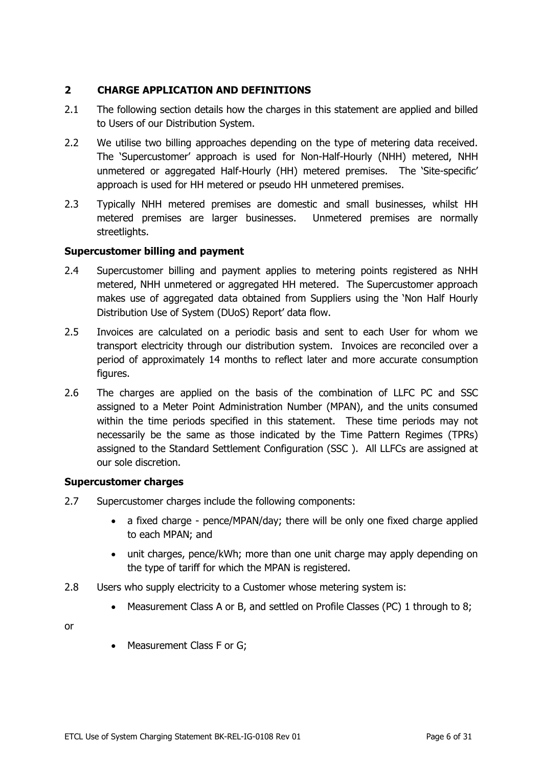## 2 CHARGE APPLICATION AND DEFINITIONS

2.1 The following section details how the charges in this statement are applied and billed to Users of our Distribution System.

2.2 We utilise two billing approaches depending on the type of metering data received. The 'Supercustomer' approach is used for Non-Half-Hourly (NHH) metered, NHH unmetered or aggregated Half-Hourly (HH) metered premises. The 'Site-specific' approach is used for HH metered or pseudo HH unmetered premises.

2.3 Typically NHH metered premises are domestic and small businesses, whilst HH metered premises are larger businesses. Unmetered premises are normally streetlights.

**Supercustomer billing and payment**

2.4 Supercustomer billing and payment applies to metering points registered as NHH metered, NHH unmetered or aggregated HH metered. The Supercustomer approach makes use of aggregated data obtained from Suppliers using the 'Non Half Hourly Distribution Use of System (DUoS) Report' data flow.

2.5 Invoices are calculated on a periodic basis and sent to each User for whom we transport electricity through our distribution system. Invoices are reconciled over a period of approximately 14 months to reflect later and more accurate consumption figures.

2.6 The charges are applied on the basis of the combination of LLFC PC and SSC assigned to a Meter Point Administration Number (MPAN), and the units consumed within the time periods specified in this statement. These time periods may not necessarily be the same as those indicated by the Time Pattern Regimes (TPRs) assigned to the Standard Settlement Configuration (SSC ). All LLFCs are assigned at our sole discretion.

**Supercustomer charges**

2.7 Supercustomer charges include the following components:

- a fixed charge - pence/MPAN/day; there will be only one fixed charge applied to each MPAN; and
- unit charges, pence/kWh; more than one unit charge may apply depending on the type of tariff for which the MPAN is registered.

2.8 Users who supply electricity to a Customer whose metering system is:

- Measurement Class A or B, and settled on Profile Classes (PC) 1 through to 8;

or

- Measurement Class F or G;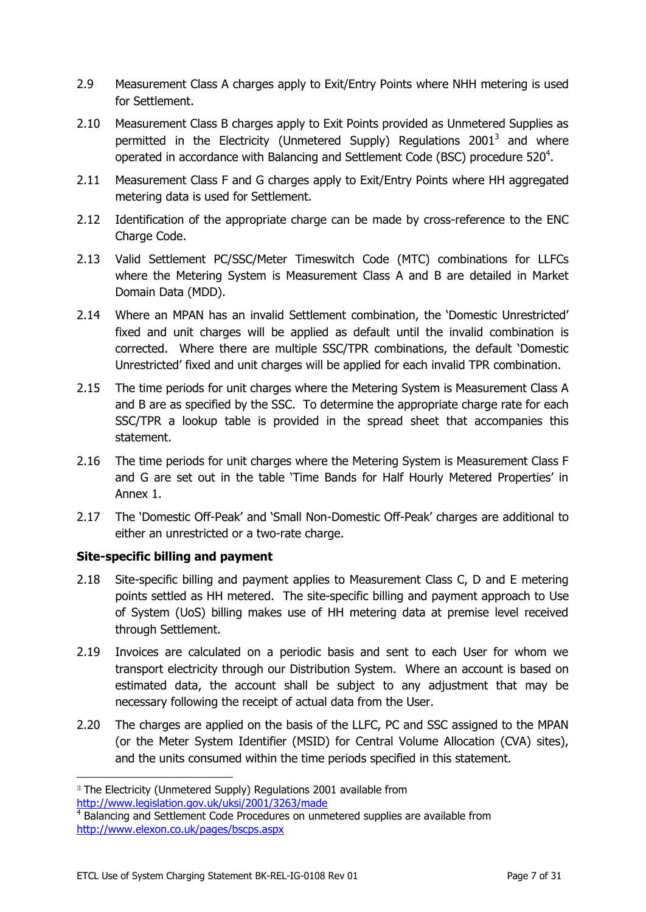2.9 Measurement Class A charges apply to Exit/Entry Points where NHH metering is used for Settlement.

2.10 Measurement Class B charges apply to Exit Points provided as Unmetered Supplies as permitted in the Electricity (Unmetered Supply) Regulations 2001[3] and where operated in accordance with Balancing and Settlement Code (BSC) procedure 520[4].

2.11 Measurement Class F and G charges apply to Exit/Entry Points where HH aggregated metering data is used for Settlement.

2.12 Identification of the appropriate charge can be made by cross-reference to the ENC Charge Code.

2.13 Valid Settlement PC/SSC/Meter Timeswitch Code (MTC) combinations for LLFCs where the Metering System is Measurement Class A and B are detailed in Market Domain Data (MDD).

2.14 Where an MPAN has an invalid Settlement combination, the 'Domestic Unrestricted' fixed and unit charges will be applied as default until the invalid combination is corrected. Where there are multiple SSC/TPR combinations, the default 'Domestic Unrestricted' fixed and unit charges will be applied for each invalid TPR combination.

2.15 The time periods for unit charges where the Metering System is Measurement Class A and B are as specified by the SSC. To determine the appropriate charge rate for each SSC/TPR a lookup table is provided in the spread sheet that accompanies this statement.

2.16 The time periods for unit charges where the Metering System is Measurement Class F and G are set out in the table 'Time Bands for Half Hourly Metered Properties' in Annex 1.

2.17 The 'Domestic Off-Peak' and 'Small Non-Domestic Off-Peak' charges are additional to either an unrestricted or a two-rate charge.

**Site-specific billing and payment**

2.18 Site-specific billing and payment applies to Measurement Class C, D and E metering points settled as HH metered. The site-specific billing and payment approach to Use of System (UoS) billing makes use of HH metering data at premise level received through Settlement.

2.19 Invoices are calculated on a periodic basis and sent to each User for whom we transport electricity through our Distribution System. Where an account is based on estimated data, the account shall be subject to any adjustment that may be necessary following the receipt of actual data from the User.

2.20 The charges are applied on the basis of the LLFC, PC and SSC assigned to the MPAN (or the Meter System Identifier (MSID) for Central Volume Allocation (CVA) sites), and the units consumed within the time periods specified in this statement.

---

[3] The Electricity (Unmetered Supply) Regulations 2001 available from http://www.legislation.gov.uk/uksi/2001/3263/made

[4] Balancing and Settlement Code Procedures on unmetered supplies are available from http://www.elexon.co.uk/pages/bscps.aspx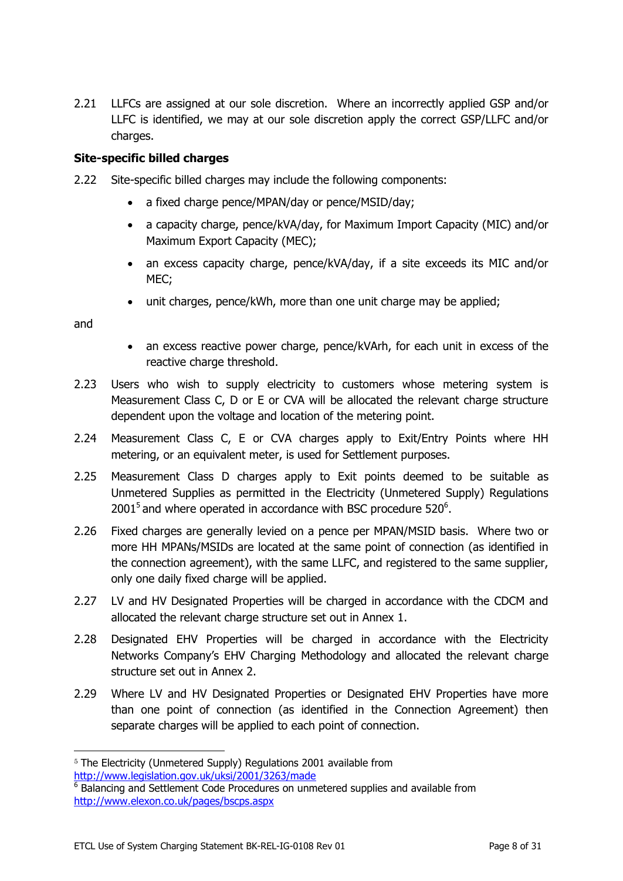2.21 LLFCs are assigned at our sole discretion. Where an incorrectly applied GSP and/or LLFC is identified, we may at our sole discretion apply the correct GSP/LLFC and/or charges.

**Site-specific billed charges**

2.22 Site-specific billed charges may include the following components:

- a fixed charge pence/MPAN/day or pence/MSID/day;
- a capacity charge, pence/kVA/day, for Maximum Import Capacity (MIC) and/or Maximum Export Capacity (MEC);
- an excess capacity charge, pence/kVA/day, if a site exceeds its MIC and/or MEC;
- unit charges, pence/kWh, more than one unit charge may be applied;

and

- an excess reactive power charge, pence/kVArh, for each unit in excess of the reactive charge threshold.

2.23 Users who wish to supply electricity to customers whose metering system is Measurement Class C, D or E or CVA will be allocated the relevant charge structure dependent upon the voltage and location of the metering point.

2.24 Measurement Class C, E or CVA charges apply to Exit/Entry Points where HH metering, or an equivalent meter, is used for Settlement purposes.

2.25 Measurement Class D charges apply to Exit points deemed to be suitable as Unmetered Supplies as permitted in the Electricity (Unmetered Supply) Regulations 2001[5] and where operated in accordance with BSC procedure 520[6].

2.26 Fixed charges are generally levied on a pence per MPAN/MSID basis. Where two or more HH MPANs/MSIDs are located at the same point of connection (as identified in the connection agreement), with the same LLFC, and registered to the same supplier, only one daily fixed charge will be applied.

2.27 LV and HV Designated Properties will be charged in accordance with the CDCM and allocated the relevant charge structure set out in Annex 1.

2.28 Designated EHV Properties will be charged in accordance with the Electricity Networks Company's EHV Charging Methodology and allocated the relevant charge structure set out in Annex 2.

2.29 Where LV and HV Designated Properties or Designated EHV Properties have more than one point of connection (as identified in the Connection Agreement) then separate charges will be applied to each point of connection.

---

[5] The Electricity (Unmetered Supply) Regulations 2001 available from http://www.legislation.gov.uk/uksi/2001/3263/made

[6] Balancing and Settlement Code Procedures on unmetered supplies and available from http://www.elexon.co.uk/pages/bscps.aspx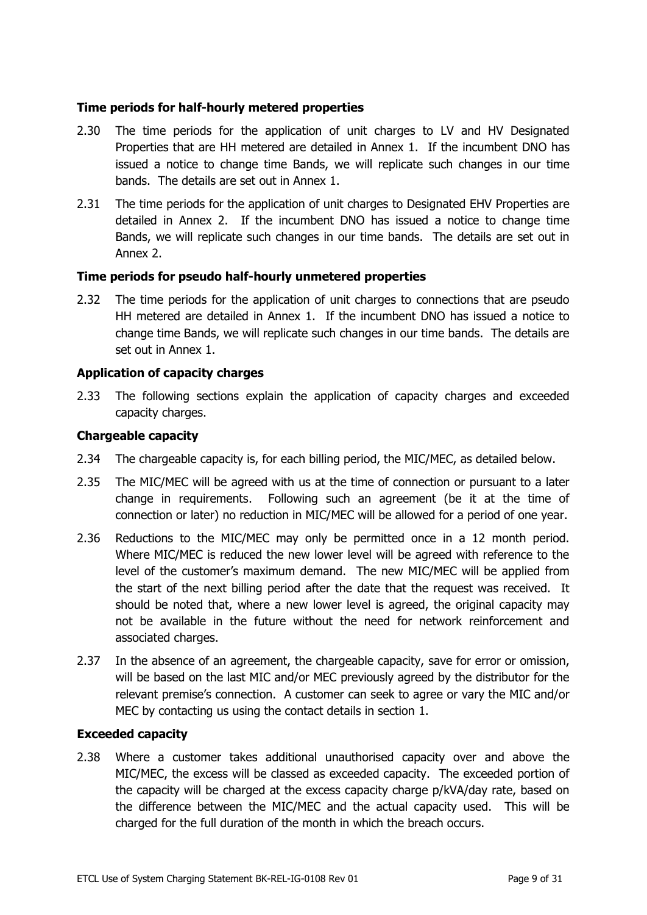**Time periods for half-hourly metered properties**

2.30 The time periods for the application of unit charges to LV and HV Designated Properties that are HH metered are detailed in Annex 1. If the incumbent DNO has issued a notice to change time Bands, we will replicate such changes in our time bands. The details are set out in Annex 1.

2.31 The time periods for the application of unit charges to Designated EHV Properties are detailed in Annex 2. If the incumbent DNO has issued a notice to change time Bands, we will replicate such changes in our time bands. The details are set out in Annex 2.

**Time periods for pseudo half-hourly unmetered properties**

2.32 The time periods for the application of unit charges to connections that are pseudo HH metered are detailed in Annex 1. If the incumbent DNO has issued a notice to change time Bands, we will replicate such changes in our time bands. The details are set out in Annex 1.

**Application of capacity charges**

2.33 The following sections explain the application of capacity charges and exceeded capacity charges.

**Chargeable capacity**

2.34 The chargeable capacity is, for each billing period, the MIC/MEC, as detailed below.

2.35 The MIC/MEC will be agreed with us at the time of connection or pursuant to a later change in requirements. Following such an agreement (be it at the time of connection or later) no reduction in MIC/MEC will be allowed for a period of one year.

2.36 Reductions to the MIC/MEC may only be permitted once in a 12 month period. Where MIC/MEC is reduced the new lower level will be agreed with reference to the level of the customer's maximum demand. The new MIC/MEC will be applied from the start of the next billing period after the date that the request was received. It should be noted that, where a new lower level is agreed, the original capacity may not be available in the future without the need for network reinforcement and associated charges.

2.37 In the absence of an agreement, the chargeable capacity, save for error or omission, will be based on the last MIC and/or MEC previously agreed by the distributor for the relevant premise's connection. A customer can seek to agree or vary the MIC and/or MEC by contacting us using the contact details in section 1.

**Exceeded capacity**

2.38 Where a customer takes additional unauthorised capacity over and above the MIC/MEC, the excess will be classed as exceeded capacity. The exceeded portion of the capacity will be charged at the excess capacity charge p/kVA/day rate, based on the difference between the MIC/MEC and the actual capacity used. This will be charged for the full duration of the month in which the breach occurs.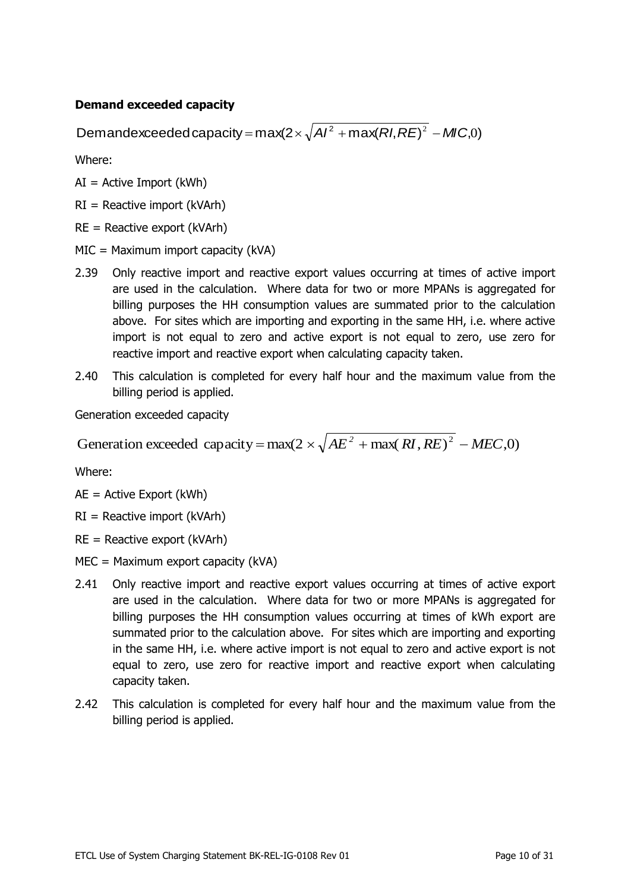**Demand exceeded capacity**

$$\text{Demand exceeded capacity} = \max(2 \times \sqrt{AI^2 + \max(RI, RE)^2} - MIC, 0)$$

Where:

AI = Active Import (kWh)

RI = Reactive import (kVArh)

RE = Reactive export (kVArh)

MIC = Maximum import capacity (kVA)

2.39 Only reactive import and reactive export values occurring at times of active import are used in the calculation. Where data for two or more MPANs is aggregated for billing purposes the HH consumption values are summated prior to the calculation above. For sites which are importing and exporting in the same HH, i.e. where active import is not equal to zero and active export is not equal to zero, use zero for reactive import and reactive export when calculating capacity taken.

2.40 This calculation is completed for every half hour and the maximum value from the billing period is applied.

Generation exceeded capacity

$$\text{Generation exceeded capacity} = \max(2 \times \sqrt{AE^2 + \max(RI, RE)^2} - MEC, 0)$$

Where:

AE = Active Export (kWh)

RI = Reactive import (kVArh)

RE = Reactive export (kVArh)

MEC = Maximum export capacity (kVA)

2.41 Only reactive import and reactive export values occurring at times of active export are used in the calculation. Where data for two or more MPANs is aggregated for billing purposes the HH consumption values occurring at times of kWh export are summated prior to the calculation above. For sites which are importing and exporting in the same HH, i.e. where active import is not equal to zero and active export is not equal to zero, use zero for reactive import and reactive export when calculating capacity taken.

2.42 This calculation is completed for every half hour and the maximum value from the billing period is applied.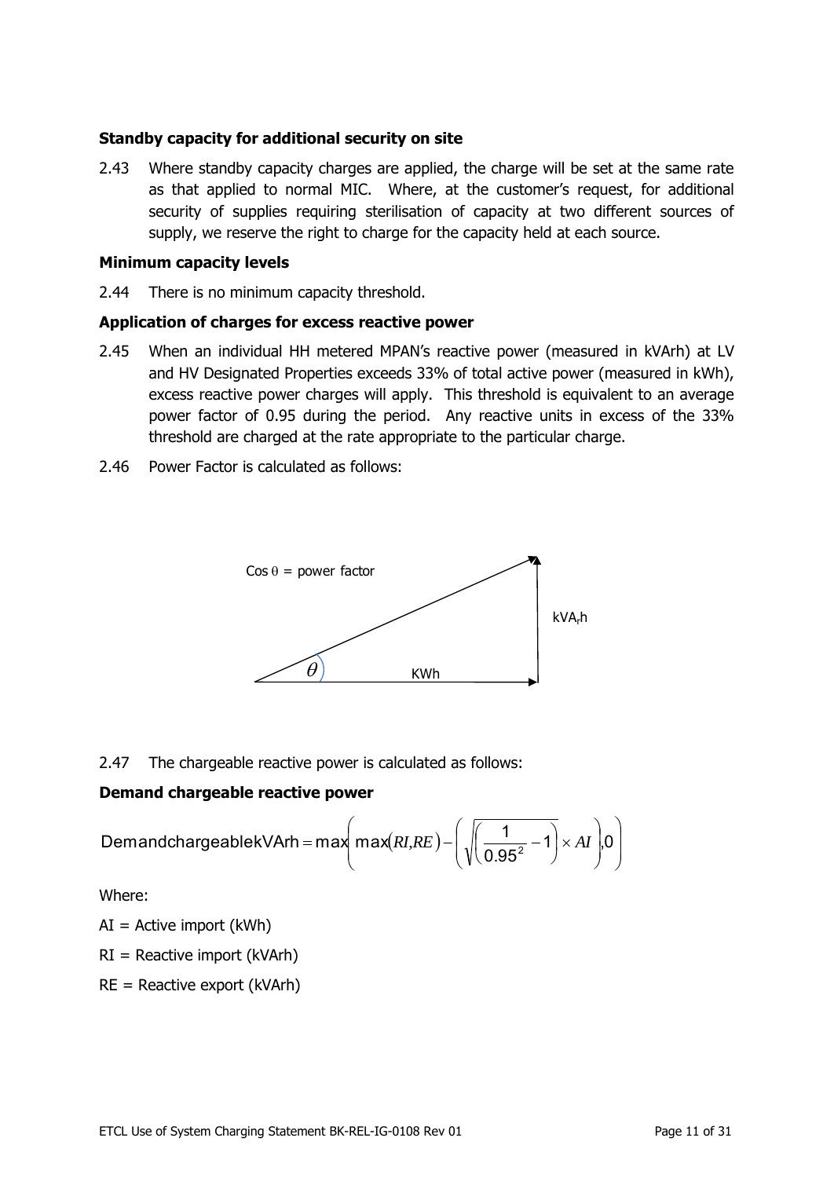**Standby capacity for additional security on site**

2.43 Where standby capacity charges are applied, the charge will be set at the same rate as that applied to normal MIC. Where, at the customer's request, for additional security of supplies requiring sterilisation of capacity at two different sources of supply, we reserve the right to charge for the capacity held at each source.

**Minimum capacity levels**

2.44 There is no minimum capacity threshold.

**Application of charges for excess reactive power**

2.45 When an individual HH metered MPAN's reactive power (measured in kVArh) at LV and HV Designated Properties exceeds 33% of total active power (measured in kWh), excess reactive power charges will apply. This threshold is equivalent to an average power factor of 0.95 during the period. Any reactive units in excess of the 33% threshold are charged at the rate appropriate to the particular charge.

2.46 Power Factor is calculated as follows:

Cos θ = power factor

$\theta$

KWh

$kVA_rh$

2.47 The chargeable reactive power is calculated as follows:

**Demand chargeable reactive power**

$$\text{DemandchargeablekVArh} = \max\left(\max(RI, RE) - \left(\sqrt{\left(\frac{1}{0.95^2} - 1\right)} \times AI\right), 0\right)$$

Where:

AI = Active import (kWh)

RI = Reactive import (kVArh)

RE = Reactive export (kVArh)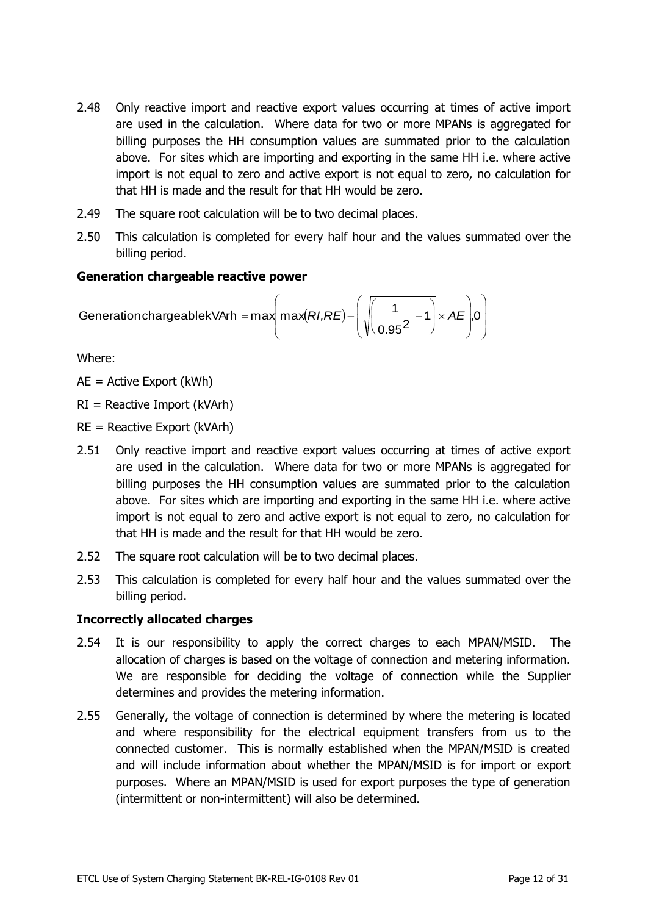2.48 Only reactive import and reactive export values occurring at times of active import are used in the calculation. Where data for two or more MPANs is aggregated for billing purposes the HH consumption values are summated prior to the calculation above. For sites which are importing and exporting in the same HH i.e. where active import is not equal to zero and active export is not equal to zero, no calculation for that HH is made and the result for that HH would be zero.

2.49 The square root calculation will be to two decimal places.

2.50 This calculation is completed for every half hour and the values summated over the billing period.

**Generation chargeable reactive power**

$$\text{Generation chargeable kVArh} = \max\left( \max(RI, RE) - \left( \sqrt{\left( \frac{1}{0.95^2} - 1 \right)} \times AE \right), 0 \right)$$

Where:

AE = Active Export (kWh)

RI = Reactive Import (kVArh)

RE = Reactive Export (kVArh)

2.51 Only reactive import and reactive export values occurring at times of active export are used in the calculation. Where data for two or more MPANs is aggregated for billing purposes the HH consumption values are summated prior to the calculation above. For sites which are importing and exporting in the same HH i.e. where active import is not equal to zero and active export is not equal to zero, no calculation for that HH is made and the result for that HH would be zero.

2.52 The square root calculation will be to two decimal places.

2.53 This calculation is completed for every half hour and the values summated over the billing period.

**Incorrectly allocated charges**

2.54 It is our responsibility to apply the correct charges to each MPAN/MSID. The allocation of charges is based on the voltage of connection and metering information. We are responsible for deciding the voltage of connection while the Supplier determines and provides the metering information.

2.55 Generally, the voltage of connection is determined by where the metering is located and where responsibility for the electrical equipment transfers from us to the connected customer. This is normally established when the MPAN/MSID is created and will include information about whether the MPAN/MSID is for import or export purposes. Where an MPAN/MSID is used for export purposes the type of generation (intermittent or non-intermittent) will also be determined.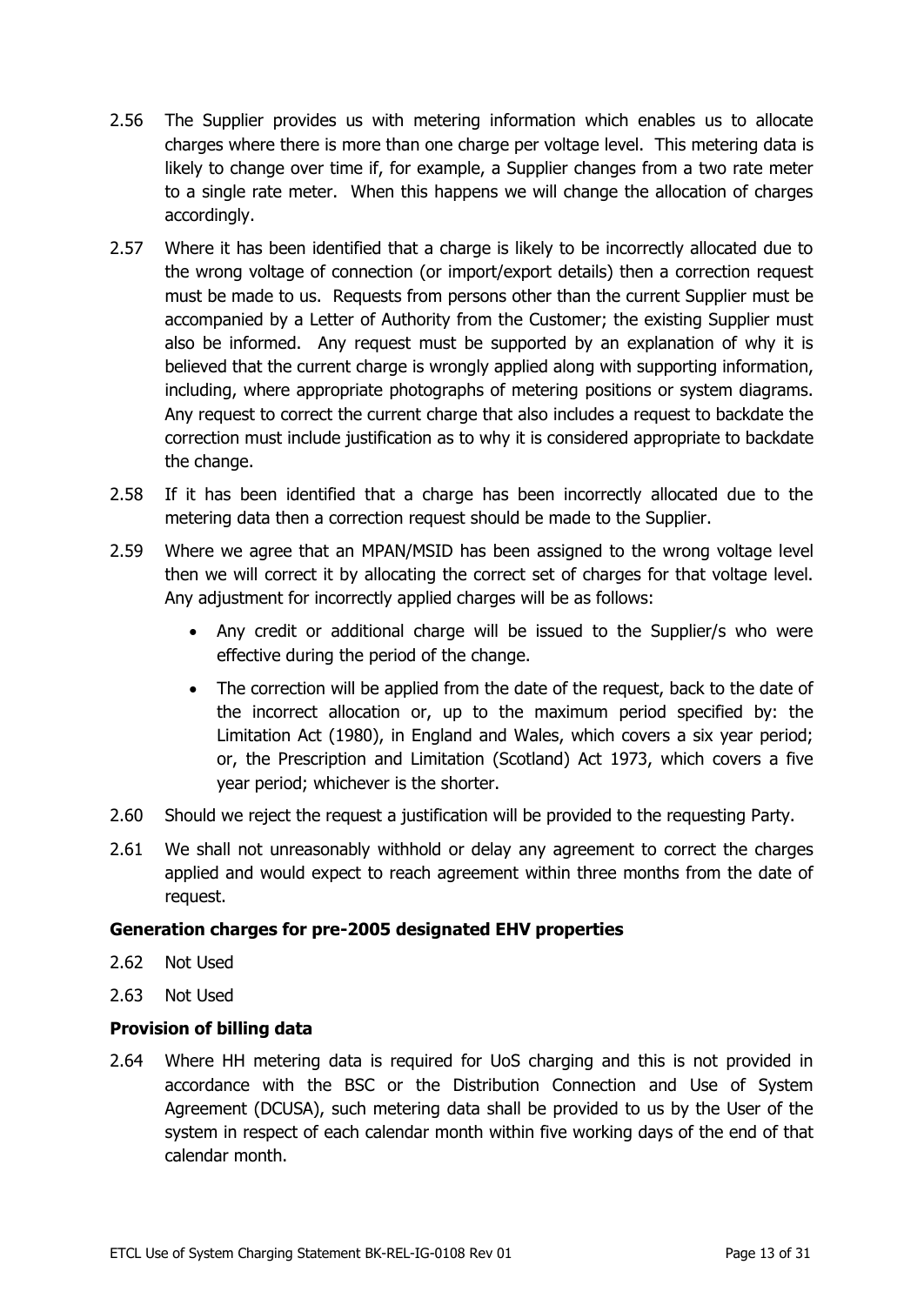2.56 The Supplier provides us with metering information which enables us to allocate charges where there is more than one charge per voltage level. This metering data is likely to change over time if, for example, a Supplier changes from a two rate meter to a single rate meter. When this happens we will change the allocation of charges accordingly.

2.57 Where it has been identified that a charge is likely to be incorrectly allocated due to the wrong voltage of connection (or import/export details) then a correction request must be made to us. Requests from persons other than the current Supplier must be accompanied by a Letter of Authority from the Customer; the existing Supplier must also be informed. Any request must be supported by an explanation of why it is believed that the current charge is wrongly applied along with supporting information, including, where appropriate photographs of metering positions or system diagrams. Any request to correct the current charge that also includes a request to backdate the correction must include justification as to why it is considered appropriate to backdate the change.

2.58 If it has been identified that a charge has been incorrectly allocated due to the metering data then a correction request should be made to the Supplier.

2.59 Where we agree that an MPAN/MSID has been assigned to the wrong voltage level then we will correct it by allocating the correct set of charges for that voltage level. Any adjustment for incorrectly applied charges will be as follows:

- Any credit or additional charge will be issued to the Supplier/s who were effective during the period of the change.
- The correction will be applied from the date of the request, back to the date of the incorrect allocation or, up to the maximum period specified by: the Limitation Act (1980), in England and Wales, which covers a six year period; or, the Prescription and Limitation (Scotland) Act 1973, which covers a five year period; whichever is the shorter.

2.60 Should we reject the request a justification will be provided to the requesting Party.

2.61 We shall not unreasonably withhold or delay any agreement to correct the charges applied and would expect to reach agreement within three months from the date of request.

**Generation charges for pre-2005 designated EHV properties**

2.62 Not Used

2.63 Not Used

**Provision of billing data**

2.64 Where HH metering data is required for UoS charging and this is not provided in accordance with the BSC or the Distribution Connection and Use of System Agreement (DCUSA), such metering data shall be provided to us by the User of the system in respect of each calendar month within five working days of the end of that calendar month.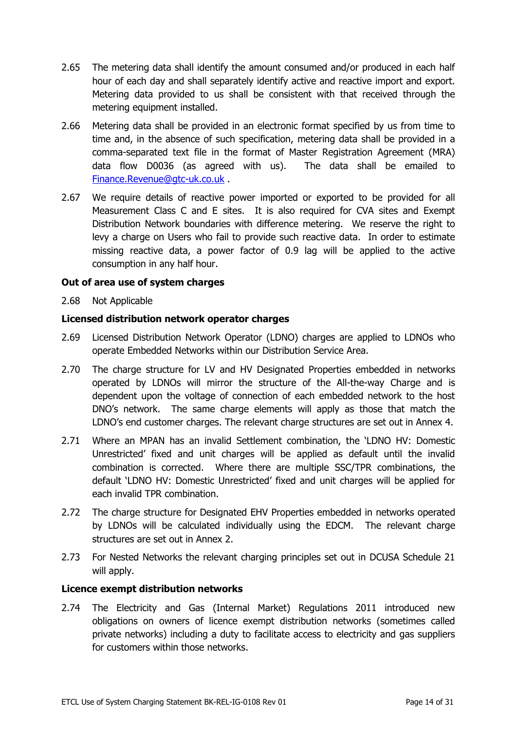2.65 The metering data shall identify the amount consumed and/or produced in each half hour of each day and shall separately identify active and reactive import and export. Metering data provided to us shall be consistent with that received through the metering equipment installed.

2.66 Metering data shall be provided in an electronic format specified by us from time to time and, in the absence of such specification, metering data shall be provided in a comma-separated text file in the format of Master Registration Agreement (MRA) data flow D0036 (as agreed with us). The data shall be emailed to Finance.Revenue@gtc-uk.co.uk .

2.67 We require details of reactive power imported or exported to be provided for all Measurement Class C and E sites. It is also required for CVA sites and Exempt Distribution Network boundaries with difference metering. We reserve the right to levy a charge on Users who fail to provide such reactive data. In order to estimate missing reactive data, a power factor of 0.9 lag will be applied to the active consumption in any half hour.

**Out of area use of system charges**

2.68 Not Applicable

**Licensed distribution network operator charges**

2.69 Licensed Distribution Network Operator (LDNO) charges are applied to LDNOs who operate Embedded Networks within our Distribution Service Area.

2.70 The charge structure for LV and HV Designated Properties embedded in networks operated by LDNOs will mirror the structure of the All-the-way Charge and is dependent upon the voltage of connection of each embedded network to the host DNO's network. The same charge elements will apply as those that match the LDNO's end customer charges. The relevant charge structures are set out in Annex 4.

2.71 Where an MPAN has an invalid Settlement combination, the 'LDNO HV: Domestic Unrestricted' fixed and unit charges will be applied as default until the invalid combination is corrected. Where there are multiple SSC/TPR combinations, the default 'LDNO HV: Domestic Unrestricted' fixed and unit charges will be applied for each invalid TPR combination.

2.72 The charge structure for Designated EHV Properties embedded in networks operated by LDNOs will be calculated individually using the EDCM. The relevant charge structures are set out in Annex 2.

2.73 For Nested Networks the relevant charging principles set out in DCUSA Schedule 21 will apply.

**Licence exempt distribution networks**

2.74 The Electricity and Gas (Internal Market) Regulations 2011 introduced new obligations on owners of licence exempt distribution networks (sometimes called private networks) including a duty to facilitate access to electricity and gas suppliers for customers within those networks.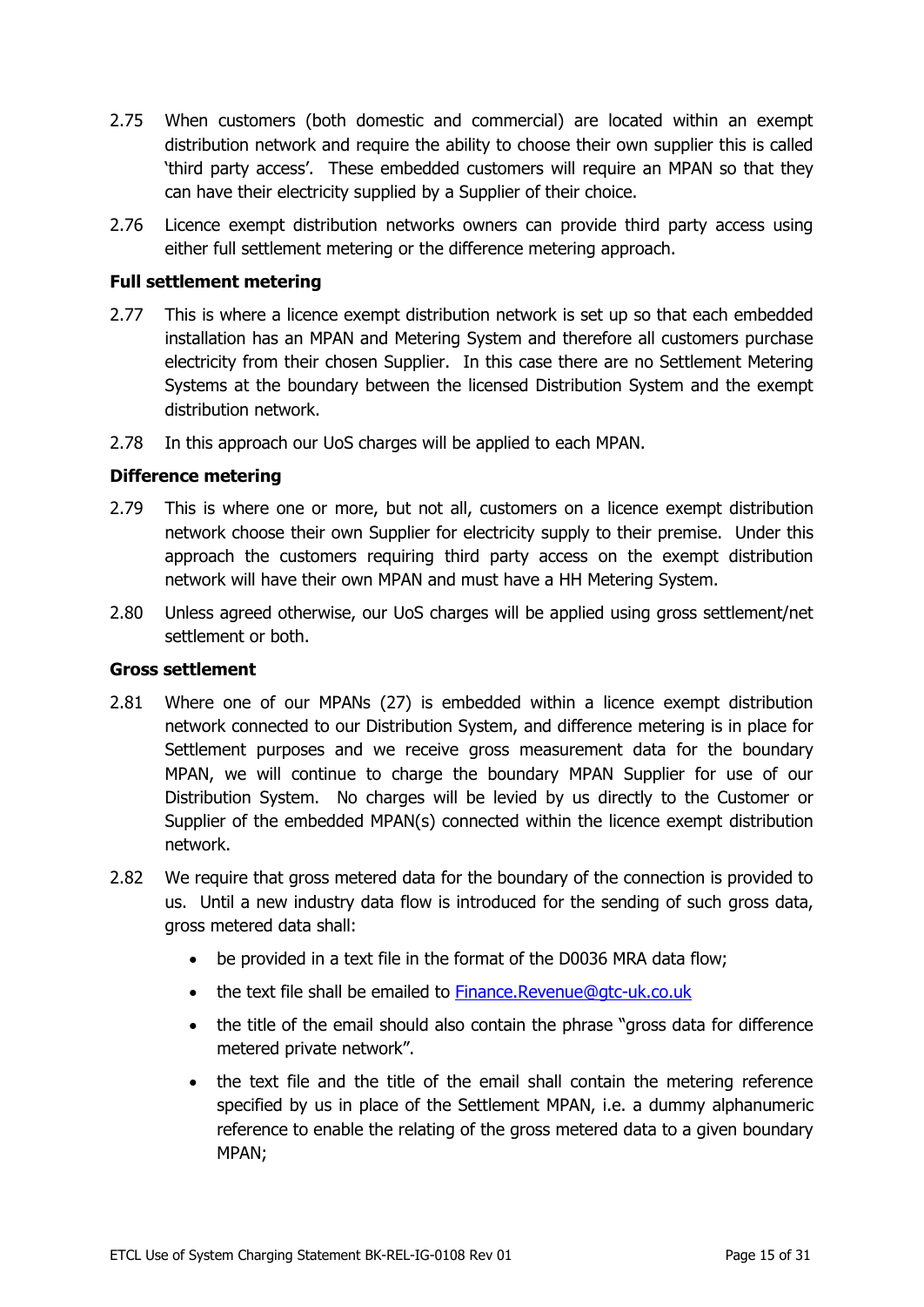2.75 When customers (both domestic and commercial) are located within an exempt distribution network and require the ability to choose their own supplier this is called 'third party access'. These embedded customers will require an MPAN so that they can have their electricity supplied by a Supplier of their choice.

2.76 Licence exempt distribution networks owners can provide third party access using either full settlement metering or the difference metering approach.

**Full settlement metering**

2.77 This is where a licence exempt distribution network is set up so that each embedded installation has an MPAN and Metering System and therefore all customers purchase electricity from their chosen Supplier. In this case there are no Settlement Metering Systems at the boundary between the licensed Distribution System and the exempt distribution network.

2.78 In this approach our UoS charges will be applied to each MPAN.

**Difference metering**

2.79 This is where one or more, but not all, customers on a licence exempt distribution network choose their own Supplier for electricity supply to their premise. Under this approach the customers requiring third party access on the exempt distribution network will have their own MPAN and must have a HH Metering System.

2.80 Unless agreed otherwise, our UoS charges will be applied using gross settlement/net settlement or both.

**Gross settlement**

2.81 Where one of our MPANs (27) is embedded within a licence exempt distribution network connected to our Distribution System, and difference metering is in place for Settlement purposes and we receive gross measurement data for the boundary MPAN, we will continue to charge the boundary MPAN Supplier for use of our Distribution System. No charges will be levied by us directly to the Customer or Supplier of the embedded MPAN(s) connected within the licence exempt distribution network.

2.82 We require that gross metered data for the boundary of the connection is provided to us. Until a new industry data flow is introduced for the sending of such gross data, gross metered data shall:

- be provided in a text file in the format of the D0036 MRA data flow;
- the text file shall be emailed to Finance.Revenue@gtc-uk.co.uk
- the title of the email should also contain the phrase "gross data for difference metered private network".
- the text file and the title of the email shall contain the metering reference specified by us in place of the Settlement MPAN, i.e. a dummy alphanumeric reference to enable the relating of the gross metered data to a given boundary MPAN;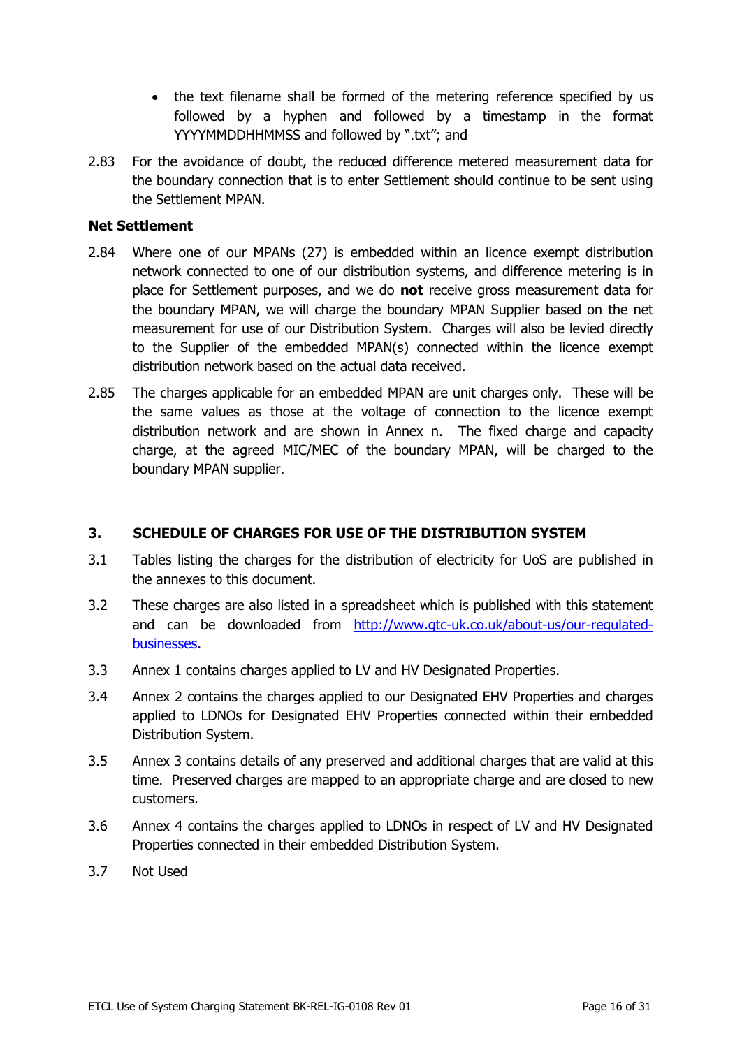- the text filename shall be formed of the metering reference specified by us followed by a hyphen and followed by a timestamp in the format YYYYMMDDHHMMSS and followed by ".txt"; and

2.83 For the avoidance of doubt, the reduced difference metered measurement data for the boundary connection that is to enter Settlement should continue to be sent using the Settlement MPAN.

**Net Settlement**

2.84 Where one of our MPANs (27) is embedded within an licence exempt distribution network connected to one of our distribution systems, and difference metering is in place for Settlement purposes, and we do **not** receive gross measurement data for the boundary MPAN, we will charge the boundary MPAN Supplier based on the net measurement for use of our Distribution System. Charges will also be levied directly to the Supplier of the embedded MPAN(s) connected within the licence exempt distribution network based on the actual data received.

2.85 The charges applicable for an embedded MPAN are unit charges only. These will be the same values as those at the voltage of connection to the licence exempt distribution network and are shown in Annex n. The fixed charge and capacity charge, at the agreed MIC/MEC of the boundary MPAN, will be charged to the boundary MPAN supplier.

## 3. SCHEDULE OF CHARGES FOR USE OF THE DISTRIBUTION SYSTEM

3.1 Tables listing the charges for the distribution of electricity for UoS are published in the annexes to this document.

3.2 These charges are also listed in a spreadsheet which is published with this statement and can be downloaded from http://www.gtc-uk.co.uk/about-us/our-regulated-businesses.

3.3 Annex 1 contains charges applied to LV and HV Designated Properties.

3.4 Annex 2 contains the charges applied to our Designated EHV Properties and charges applied to LDNOs for Designated EHV Properties connected within their embedded Distribution System.

3.5 Annex 3 contains details of any preserved and additional charges that are valid at this time. Preserved charges are mapped to an appropriate charge and are closed to new customers.

3.6 Annex 4 contains the charges applied to LDNOs in respect of LV and HV Designated Properties connected in their embedded Distribution System.

3.7 Not Used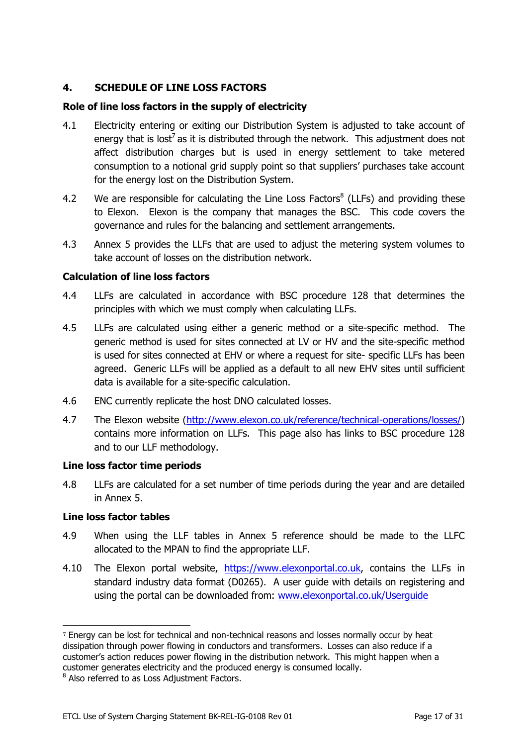## 4. SCHEDULE OF LINE LOSS FACTORS

### Role of line loss factors in the supply of electricity

4.1 Electricity entering or exiting our Distribution System is adjusted to take account of energy that is lost[7] as it is distributed through the network. This adjustment does not affect distribution charges but is used in energy settlement to take metered consumption to a notional grid supply point so that suppliers' purchases take account for the energy lost on the Distribution System.

4.2 We are responsible for calculating the Line Loss Factors[8] (LLFs) and providing these to Elexon. Elexon is the company that manages the BSC. This code covers the governance and rules for the balancing and settlement arrangements.

4.3 Annex 5 provides the LLFs that are used to adjust the metering system volumes to take account of losses on the distribution network.

### Calculation of line loss factors

4.4 LLFs are calculated in accordance with BSC procedure 128 that determines the principles with which we must comply when calculating LLFs.

4.5 LLFs are calculated using either a generic method or a site-specific method. The generic method is used for sites connected at LV or HV and the site-specific method is used for sites connected at EHV or where a request for site- specific LLFs has been agreed. Generic LLFs will be applied as a default to all new EHV sites until sufficient data is available for a site-specific calculation.

4.6 ENC currently replicate the host DNO calculated losses.

4.7 The Elexon website (http://www.elexon.co.uk/reference/technical-operations/losses/) contains more information on LLFs. This page also has links to BSC procedure 128 and to our LLF methodology.

### Line loss factor time periods

4.8 LLFs are calculated for a set number of time periods during the year and are detailed in Annex 5.

### Line loss factor tables

4.9 When using the LLF tables in Annex 5 reference should be made to the LLFC allocated to the MPAN to find the appropriate LLF.

4.10 The Elexon portal website, https://www.elexonportal.co.uk, contains the LLFs in standard industry data format (D0265). A user guide with details on registering and using the portal can be downloaded from: www.elexonportal.co.uk/Userguide

---

[7] Energy can be lost for technical and non-technical reasons and losses normally occur by heat dissipation through power flowing in conductors and transformers. Losses can also reduce if a customer's action reduces power flowing in the distribution network. This might happen when a customer generates electricity and the produced energy is consumed locally.

[8] Also referred to as Loss Adjustment Factors.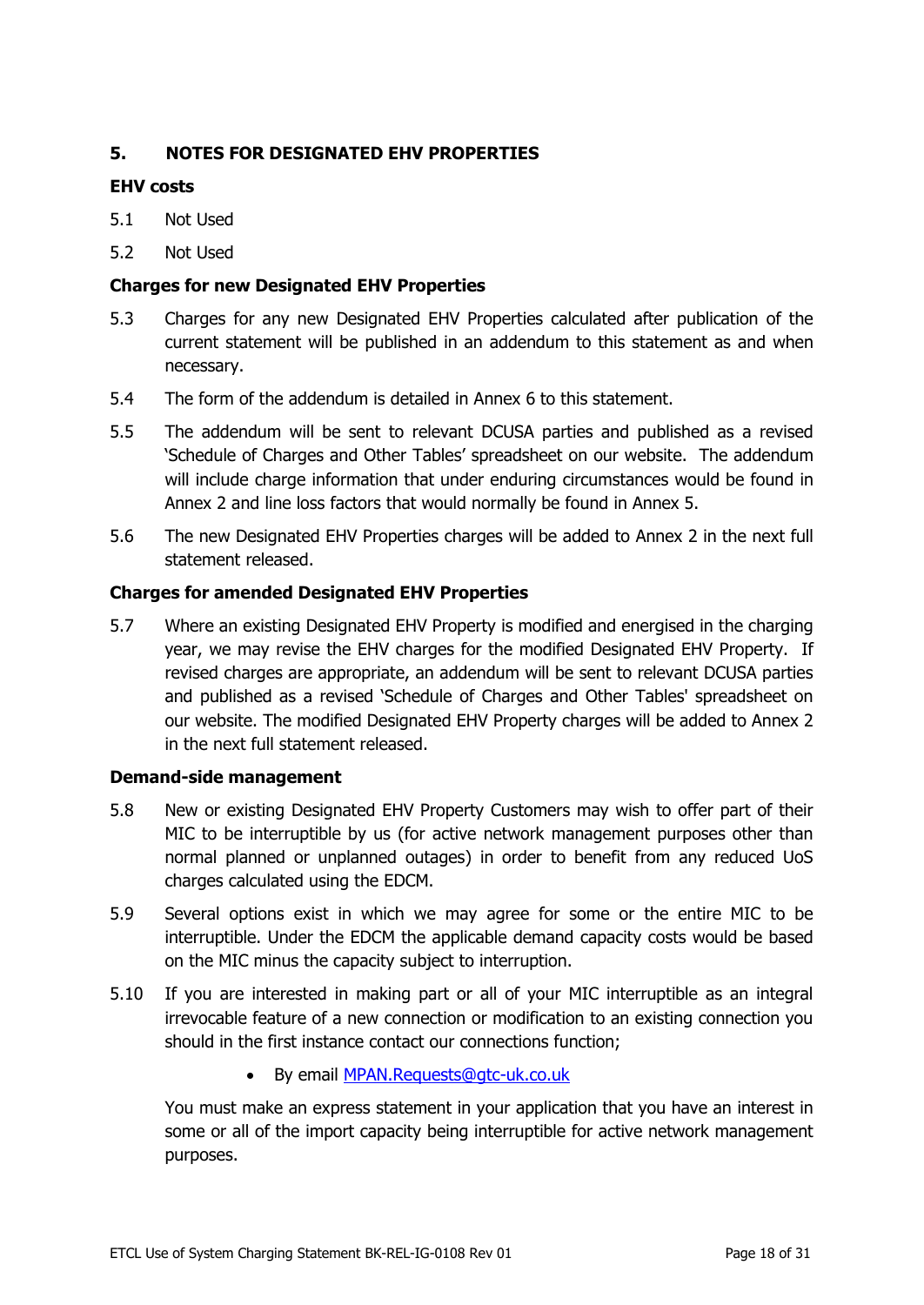## 5. NOTES FOR DESIGNATED EHV PROPERTIES

**EHV costs**

5.1 Not Used

5.2 Not Used

**Charges for new Designated EHV Properties**

5.3 Charges for any new Designated EHV Properties calculated after publication of the current statement will be published in an addendum to this statement as and when necessary.

5.4 The form of the addendum is detailed in Annex 6 to this statement.

5.5 The addendum will be sent to relevant DCUSA parties and published as a revised 'Schedule of Charges and Other Tables' spreadsheet on our website. The addendum will include charge information that under enduring circumstances would be found in Annex 2 and line loss factors that would normally be found in Annex 5.

5.6 The new Designated EHV Properties charges will be added to Annex 2 in the next full statement released.

**Charges for amended Designated EHV Properties**

5.7 Where an existing Designated EHV Property is modified and energised in the charging year, we may revise the EHV charges for the modified Designated EHV Property. If revised charges are appropriate, an addendum will be sent to relevant DCUSA parties and published as a revised 'Schedule of Charges and Other Tables' spreadsheet on our website. The modified Designated EHV Property charges will be added to Annex 2 in the next full statement released.

**Demand-side management**

5.8 New or existing Designated EHV Property Customers may wish to offer part of their MIC to be interruptible by us (for active network management purposes other than normal planned or unplanned outages) in order to benefit from any reduced UoS charges calculated using the EDCM.

5.9 Several options exist in which we may agree for some or the entire MIC to be interruptible. Under the EDCM the applicable demand capacity costs would be based on the MIC minus the capacity subject to interruption.

5.10 If you are interested in making part or all of your MIC interruptible as an integral irrevocable feature of a new connection or modification to an existing connection you should in the first instance contact our connections function;

- By email MPAN.Requests@gtc-uk.co.uk

You must make an express statement in your application that you have an interest in some or all of the import capacity being interruptible for active network management purposes.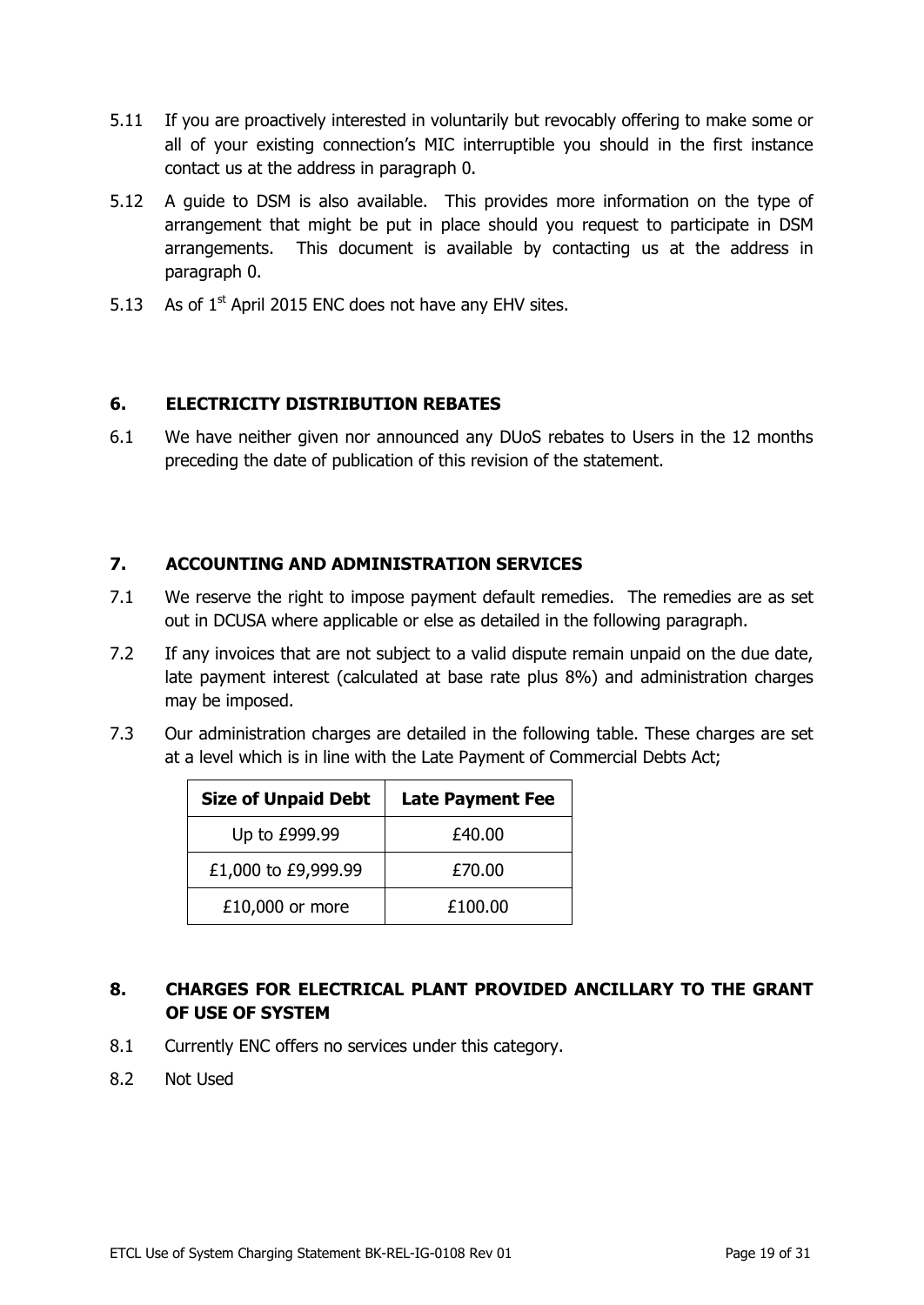5.11 If you are proactively interested in voluntarily but revocably offering to make some or all of your existing connection's MIC interruptible you should in the first instance contact us at the address in paragraph 0.

5.12 A guide to DSM is also available. This provides more information on the type of arrangement that might be put in place should you request to participate in DSM arrangements. This document is available by contacting us at the address in paragraph 0.

5.13 As of 1st April 2015 ENC does not have any EHV sites.

## 6. ELECTRICITY DISTRIBUTION REBATES

6.1 We have neither given nor announced any DUoS rebates to Users in the 12 months preceding the date of publication of this revision of the statement.

## 7. ACCOUNTING AND ADMINISTRATION SERVICES

7.1 We reserve the right to impose payment default remedies. The remedies are as set out in DCUSA where applicable or else as detailed in the following paragraph.

7.2 If any invoices that are not subject to a valid dispute remain unpaid on the due date, late payment interest (calculated at base rate plus 8%) and administration charges may be imposed.

7.3 Our administration charges are detailed in the following table. These charges are set at a level which is in line with the Late Payment of Commercial Debts Act;

| Size of Unpaid Debt | Late Payment Fee |
|---|---|
| Up to £999.99 | £40.00 |
| £1,000 to £9,999.99 | £70.00 |
| £10,000 or more | £100.00 |

## 8. CHARGES FOR ELECTRICAL PLANT PROVIDED ANCILLARY TO THE GRANT OF USE OF SYSTEM

8.1 Currently ENC offers no services under this category.

8.2 Not Used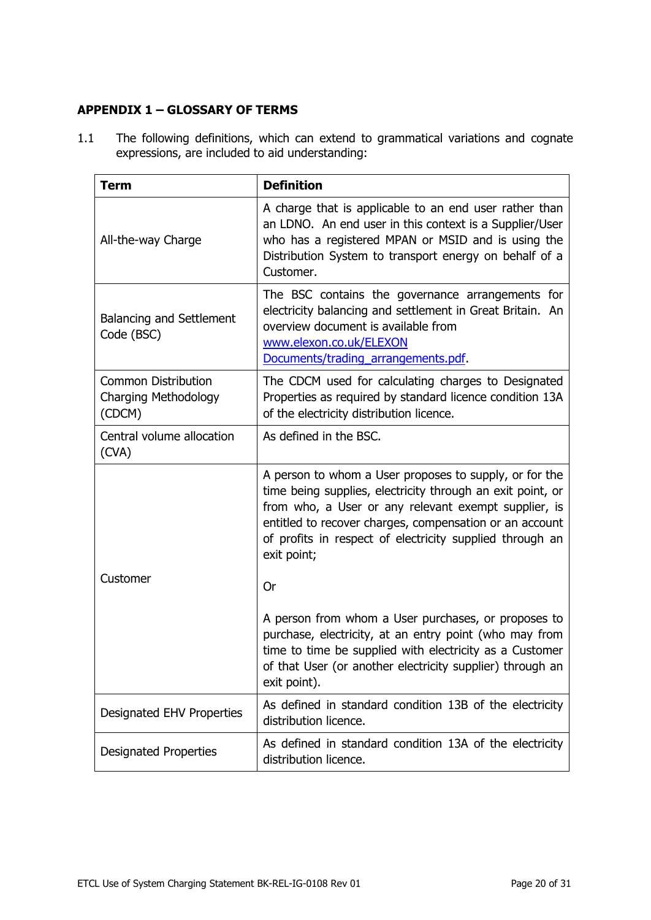## APPENDIX 1 – GLOSSARY OF TERMS

1.1 The following definitions, which can extend to grammatical variations and cognate expressions, are included to aid understanding:

| Term | Definition |
|---|---|
| All-the-way Charge | A charge that is applicable to an end user rather than an LDNO. An end user in this context is a Supplier/User who has a registered MPAN or MSID and is using the Distribution System to transport energy on behalf of a Customer. |
| Balancing and Settlement Code (BSC) | The BSC contains the governance arrangements for electricity balancing and settlement in Great Britain. An overview document is available from [www.elexon.co.uk/ELEXON Documents/trading_arrangements.pdf](www.elexon.co.uk/ELEXON Documents/trading_arrangements.pdf). |
| Common Distribution Charging Methodology (CDCM) | The CDCM used for calculating charges to Designated Properties as required by standard licence condition 13A of the electricity distribution licence. |
| Central volume allocation (CVA) | As defined in the BSC. |
| Customer | A person to whom a User proposes to supply, or for the time being supplies, electricity through an exit point, or from who, a User or any relevant exempt supplier, is entitled to recover charges, compensation or an account of profits in respect of electricity supplied through an exit point;<br><br>Or<br><br>A person from whom a User purchases, or proposes to purchase, electricity, at an entry point (who may from time to time be supplied with electricity as a Customer of that User (or another electricity supplier) through an exit point). |
| Designated EHV Properties | As defined in standard condition 13B of the electricity distribution licence. |
| Designated Properties | As defined in standard condition 13A of the electricity distribution licence. |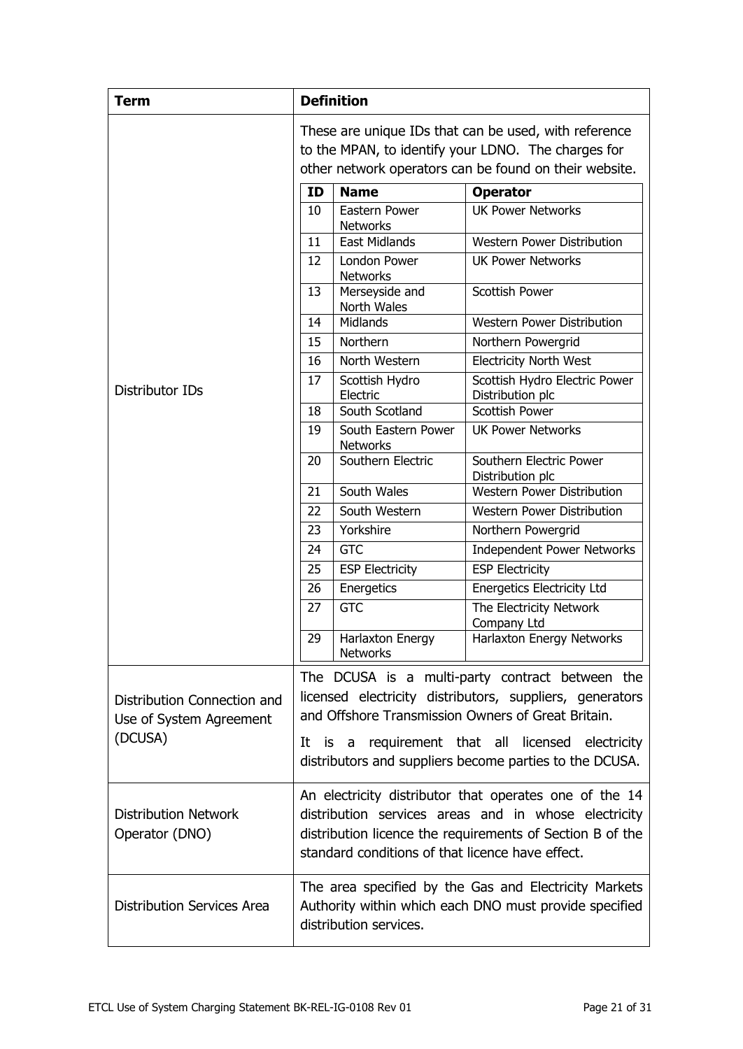| Term | Definition |
|---|---|
| Distributor IDs | These are unique IDs that can be used, with reference to the MPAN, to identify your LDNO. The charges for other network operators can be found on their website.<br><br>**ID** \| **Name** \| **Operator**<br>10 \| Eastern Power Networks \| UK Power Networks<br>11 \| East Midlands \| Western Power Distribution<br>12 \| London Power Networks \| UK Power Networks<br>13 \| Merseyside and North Wales \| Scottish Power<br>14 \| Midlands \| Western Power Distribution<br>15 \| Northern \| Northern Powergrid<br>16 \| North Western \| Electricity North West<br>17 \| Scottish Hydro Electric \| Scottish Hydro Electric Power Distribution plc<br>18 \| South Scotland \| Scottish Power<br>19 \| South Eastern Power Networks \| UK Power Networks<br>20 \| Southern Electric \| Southern Electric Power Distribution plc<br>21 \| South Wales \| Western Power Distribution<br>22 \| South Western \| Western Power Distribution<br>23 \| Yorkshire \| Northern Powergrid<br>24 \| GTC \| Independent Power Networks<br>25 \| ESP Electricity \| ESP Electricity<br>26 \| Energetics \| Energetics Electricity Ltd<br>27 \| GTC \| The Electricity Network Company Ltd<br>29 \| Harlaxton Energy Networks \| Harlaxton Energy Networks |
| Distribution Connection and Use of System Agreement (DCUSA) | The DCUSA is a multi-party contract between the licensed electricity distributors, suppliers, generators and Offshore Transmission Owners of Great Britain.<br><br>It is a requirement that all licensed electricity distributors and suppliers become parties to the DCUSA. |
| Distribution Network Operator (DNO) | An electricity distributor that operates one of the 14 distribution services areas and in whose electricity distribution licence the requirements of Section B of the standard conditions of that licence have effect. |
| Distribution Services Area | The area specified by the Gas and Electricity Markets Authority within which each DNO must provide specified distribution services. |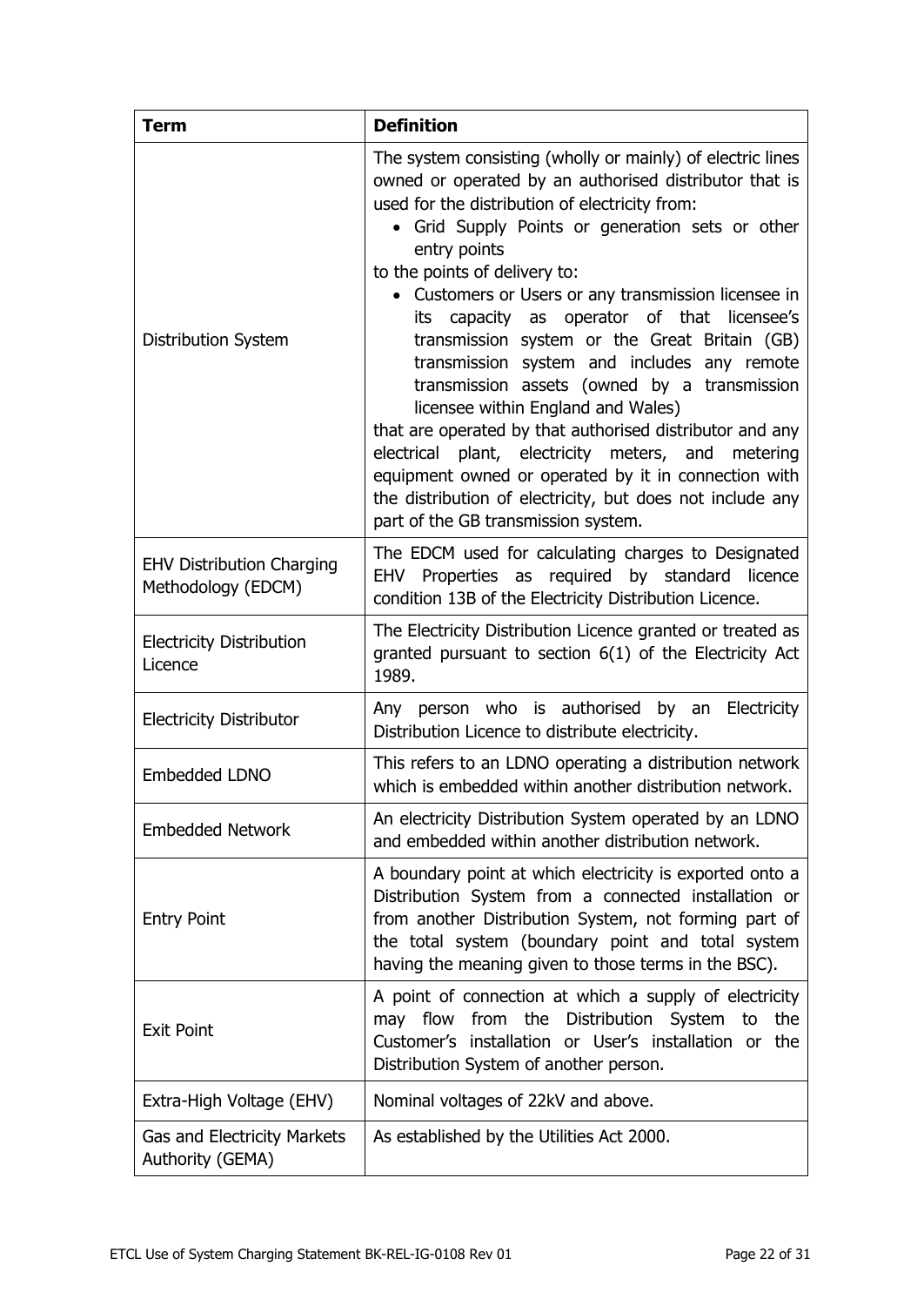| Term | Definition |
|---|---|
| Distribution System | The system consisting (wholly or mainly) of electric lines owned or operated by an authorised distributor that is used for the distribution of electricity from: <ul><li>Grid Supply Points or generation sets or other entry points</li></ul> to the points of delivery to: <ul><li>Customers or Users or any transmission licensee in its capacity as operator of that licensee's transmission system or the Great Britain (GB) transmission system and includes any remote transmission assets (owned by a transmission licensee within England and Wales)</li></ul> that are operated by that authorised distributor and any electrical plant, electricity meters, and metering equipment owned or operated by it in connection with the distribution of electricity, but does not include any part of the GB transmission system. |
| EHV Distribution Charging Methodology (EDCM) | The EDCM used for calculating charges to Designated EHV Properties as required by standard licence condition 13B of the Electricity Distribution Licence. |
| Electricity Distribution Licence | The Electricity Distribution Licence granted or treated as granted pursuant to section 6(1) of the Electricity Act 1989. |
| Electricity Distributor | Any person who is authorised by an Electricity Distribution Licence to distribute electricity. |
| Embedded LDNO | This refers to an LDNO operating a distribution network which is embedded within another distribution network. |
| Embedded Network | An electricity Distribution System operated by an LDNO and embedded within another distribution network. |
| Entry Point | A boundary point at which electricity is exported onto a Distribution System from a connected installation or from another Distribution System, not forming part of the total system (boundary point and total system having the meaning given to those terms in the BSC). |
| Exit Point | A point of connection at which a supply of electricity may flow from the Distribution System to the Customer's installation or User's installation or the Distribution System of another person. |
| Extra-High Voltage (EHV) | Nominal voltages of 22kV and above. |
| Gas and Electricity Markets Authority (GEMA) | As established by the Utilities Act 2000. |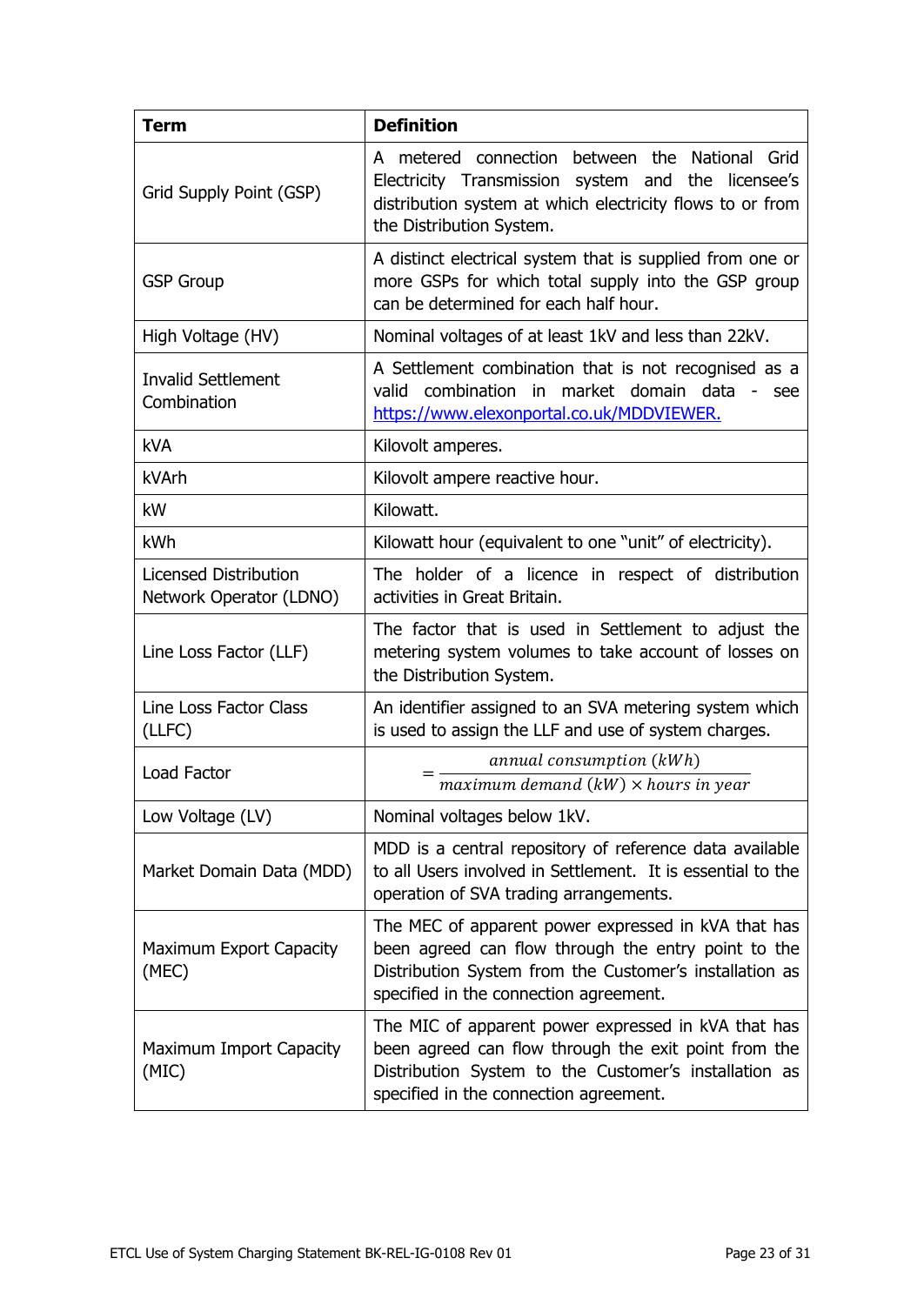| Term | Definition |
|---|---|
| Grid Supply Point (GSP) | A metered connection between the National Grid Electricity Transmission system and the licensee's distribution system at which electricity flows to or from the Distribution System. |
| GSP Group | A distinct electrical system that is supplied from one or more GSPs for which total supply into the GSP group can be determined for each half hour. |
| High Voltage (HV) | Nominal voltages of at least 1kV and less than 22kV. |
| Invalid Settlement Combination | A Settlement combination that is not recognised as a valid combination in market domain data - see https://www.elexonportal.co.uk/MDDVIEWER. |
| kVA | Kilovolt amperes. |
| kVArh | Kilovolt ampere reactive hour. |
| kW | Kilowatt. |
| kWh | Kilowatt hour (equivalent to one "unit" of electricity). |
| Licensed Distribution Network Operator (LDNO) | The holder of a licence in respect of distribution activities in Great Britain. |
| Line Loss Factor (LLF) | The factor that is used in Settlement to adjust the metering system volumes to take account of losses on the Distribution System. |
| Line Loss Factor Class (LLFC) | An identifier assigned to an SVA metering system which is used to assign the LLF and use of system charges. |
| Load Factor | $= \frac{annual\ consumption\ (kWh)}{maximum\ demand\ (kW) \times hours\ in\ year}$ |
| Low Voltage (LV) | Nominal voltages below 1kV. |
| Market Domain Data (MDD) | MDD is a central repository of reference data available to all Users involved in Settlement. It is essential to the operation of SVA trading arrangements. |
| Maximum Export Capacity (MEC) | The MEC of apparent power expressed in kVA that has been agreed can flow through the entry point to the Distribution System from the Customer's installation as specified in the connection agreement. |
| Maximum Import Capacity (MIC) | The MIC of apparent power expressed in kVA that has been agreed can flow through the exit point from the Distribution System to the Customer's installation as specified in the connection agreement. |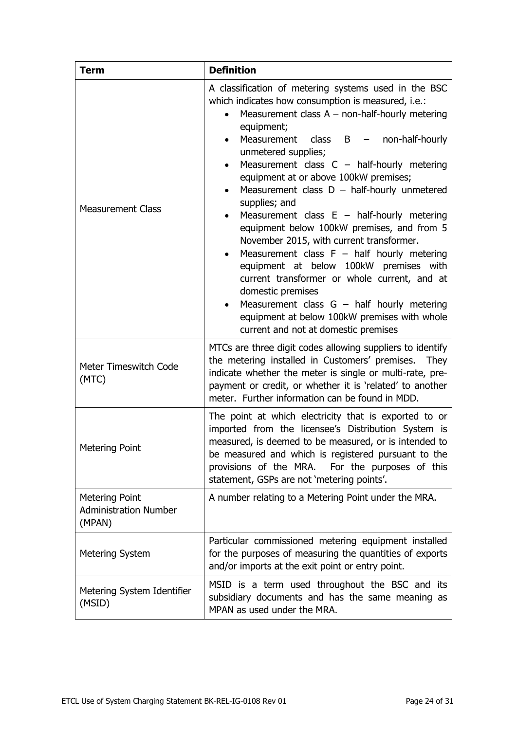| Term | Definition |
|---|---|
| Measurement Class | A classification of metering systems used in the BSC which indicates how consumption is measured, i.e.:<br>• Measurement class A – non-half-hourly metering equipment;<br>• Measurement class B – non-half-hourly unmetered supplies;<br>• Measurement class C – half-hourly metering equipment at or above 100kW premises;<br>• Measurement class D – half-hourly unmetered supplies; and<br>• Measurement class E – half-hourly metering equipment below 100kW premises, and from 5 November 2015, with current transformer.<br>• Measurement class F – half hourly metering equipment at below 100kW premises with current transformer or whole current, and at domestic premises<br>• Measurement class G – half hourly metering equipment at below 100kW premises with whole current and not at domestic premises |
| Meter Timeswitch Code (MTC) | MTCs are three digit codes allowing suppliers to identify the metering installed in Customers' premises. They indicate whether the meter is single or multi-rate, pre-payment or credit, or whether it is 'related' to another meter. Further information can be found in MDD. |
| Metering Point | The point at which electricity that is exported to or imported from the licensee's Distribution System is measured, is deemed to be measured, or is intended to be measured and which is registered pursuant to the provisions of the MRA. For the purposes of this statement, GSPs are not 'metering points'. |
| Metering Point Administration Number (MPAN) | A number relating to a Metering Point under the MRA. |
| Metering System | Particular commissioned metering equipment installed for the purposes of measuring the quantities of exports and/or imports at the exit point or entry point. |
| Metering System Identifier (MSID) | MSID is a term used throughout the BSC and its subsidiary documents and has the same meaning as MPAN as used under the MRA. |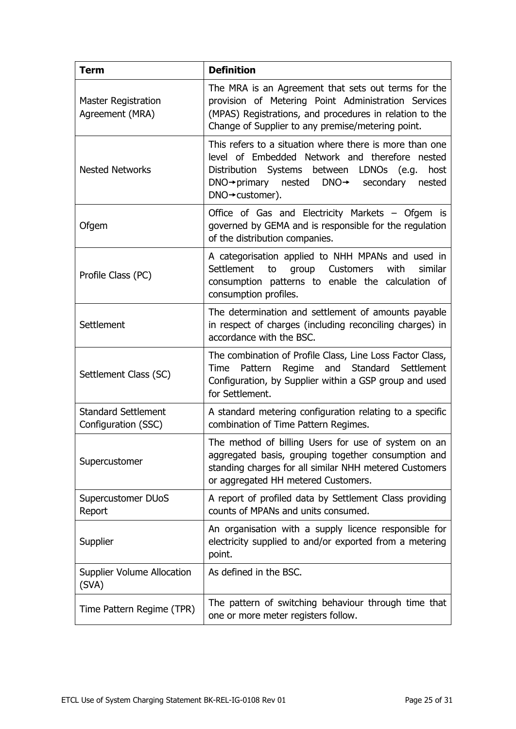| Term | Definition |
| --- | --- |
| Master Registration Agreement (MRA) | The MRA is an Agreement that sets out terms for the provision of Metering Point Administration Services (MPAS) Registrations, and procedures in relation to the Change of Supplier to any premise/metering point. |
| Nested Networks | This refers to a situation where there is more than one level of Embedded Network and therefore nested Distribution Systems between LDNOs (e.g. host DNO→primary nested DNO→ secondary nested DNO→customer). |
| Ofgem | Office of Gas and Electricity Markets – Ofgem is governed by GEMA and is responsible for the regulation of the distribution companies. |
| Profile Class (PC) | A categorisation applied to NHH MPANs and used in Settlement to group Customers with similar consumption patterns to enable the calculation of consumption profiles. |
| Settlement | The determination and settlement of amounts payable in respect of charges (including reconciling charges) in accordance with the BSC. |
| Settlement Class (SC) | The combination of Profile Class, Line Loss Factor Class, Time Pattern Regime and Standard Settlement Configuration, by Supplier within a GSP group and used for Settlement. |
| Standard Settlement Configuration (SSC) | A standard metering configuration relating to a specific combination of Time Pattern Regimes. |
| Supercustomer | The method of billing Users for use of system on an aggregated basis, grouping together consumption and standing charges for all similar NHH metered Customers or aggregated HH metered Customers. |
| Supercustomer DUoS Report | A report of profiled data by Settlement Class providing counts of MPANs and units consumed. |
| Supplier | An organisation with a supply licence responsible for electricity supplied to and/or exported from a metering point. |
| Supplier Volume Allocation (SVA) | As defined in the BSC. |
| Time Pattern Regime (TPR) | The pattern of switching behaviour through time that one or more meter registers follow. |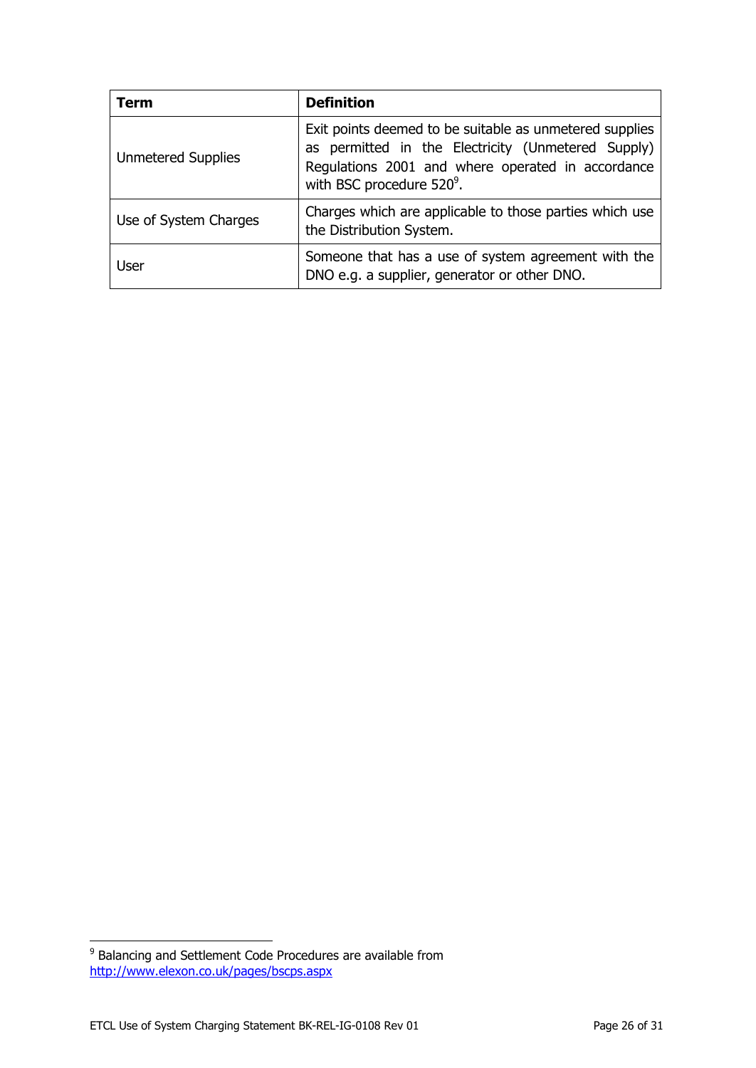| Term | Definition |
|---|---|
| Unmetered Supplies | Exit points deemed to be suitable as unmetered supplies as permitted in the Electricity (Unmetered Supply) Regulations 2001 and where operated in accordance with BSC procedure 520[9]. |
| Use of System Charges | Charges which are applicable to those parties which use the Distribution System. |
| User | Someone that has a use of system agreement with the DNO e.g. a supplier, generator or other DNO. |

[9] Balancing and Settlement Code Procedures are available from http://www.elexon.co.uk/pages/bscps.aspx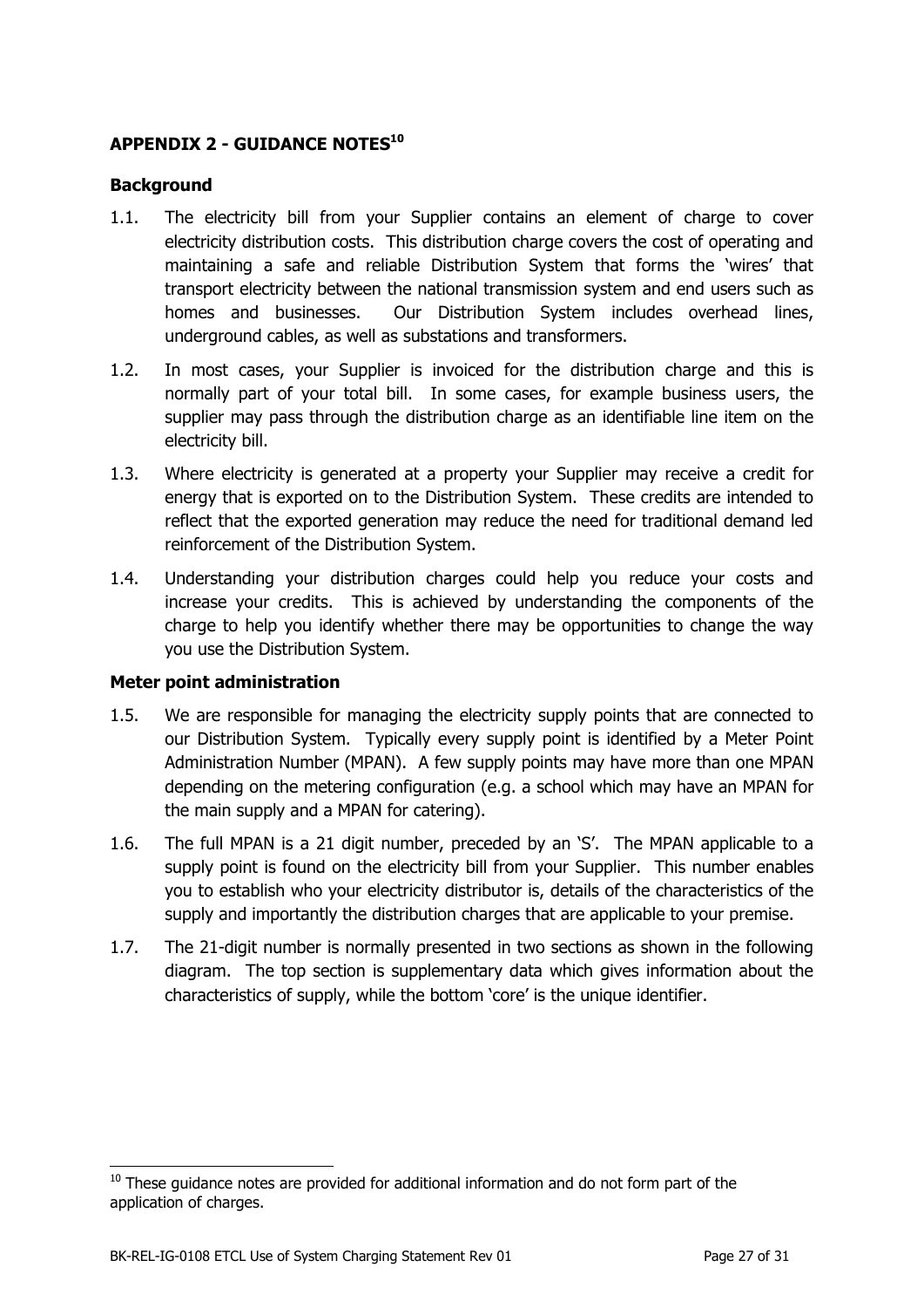## APPENDIX 2 - GUIDANCE NOTES[10]

### Background

1.1. The electricity bill from your Supplier contains an element of charge to cover electricity distribution costs. This distribution charge covers the cost of operating and maintaining a safe and reliable Distribution System that forms the 'wires' that transport electricity between the national transmission system and end users such as homes and businesses. Our Distribution System includes overhead lines, underground cables, as well as substations and transformers.

1.2. In most cases, your Supplier is invoiced for the distribution charge and this is normally part of your total bill. In some cases, for example business users, the supplier may pass through the distribution charge as an identifiable line item on the electricity bill.

1.3. Where electricity is generated at a property your Supplier may receive a credit for energy that is exported on to the Distribution System. These credits are intended to reflect that the exported generation may reduce the need for traditional demand led reinforcement of the Distribution System.

1.4. Understanding your distribution charges could help you reduce your costs and increase your credits. This is achieved by understanding the components of the charge to help you identify whether there may be opportunities to change the way you use the Distribution System.

### Meter point administration

1.5. We are responsible for managing the electricity supply points that are connected to our Distribution System. Typically every supply point is identified by a Meter Point Administration Number (MPAN). A few supply points may have more than one MPAN depending on the metering configuration (e.g. a school which may have an MPAN for the main supply and a MPAN for catering).

1.6. The full MPAN is a 21 digit number, preceded by an 'S'. The MPAN applicable to a supply point is found on the electricity bill from your Supplier. This number enables you to establish who your electricity distributor is, details of the characteristics of the supply and importantly the distribution charges that are applicable to your premise.

1.7. The 21-digit number is normally presented in two sections as shown in the following diagram. The top section is supplementary data which gives information about the characteristics of supply, while the bottom 'core' is the unique identifier.

---

[10] These guidance notes are provided for additional information and do not form part of the application of charges.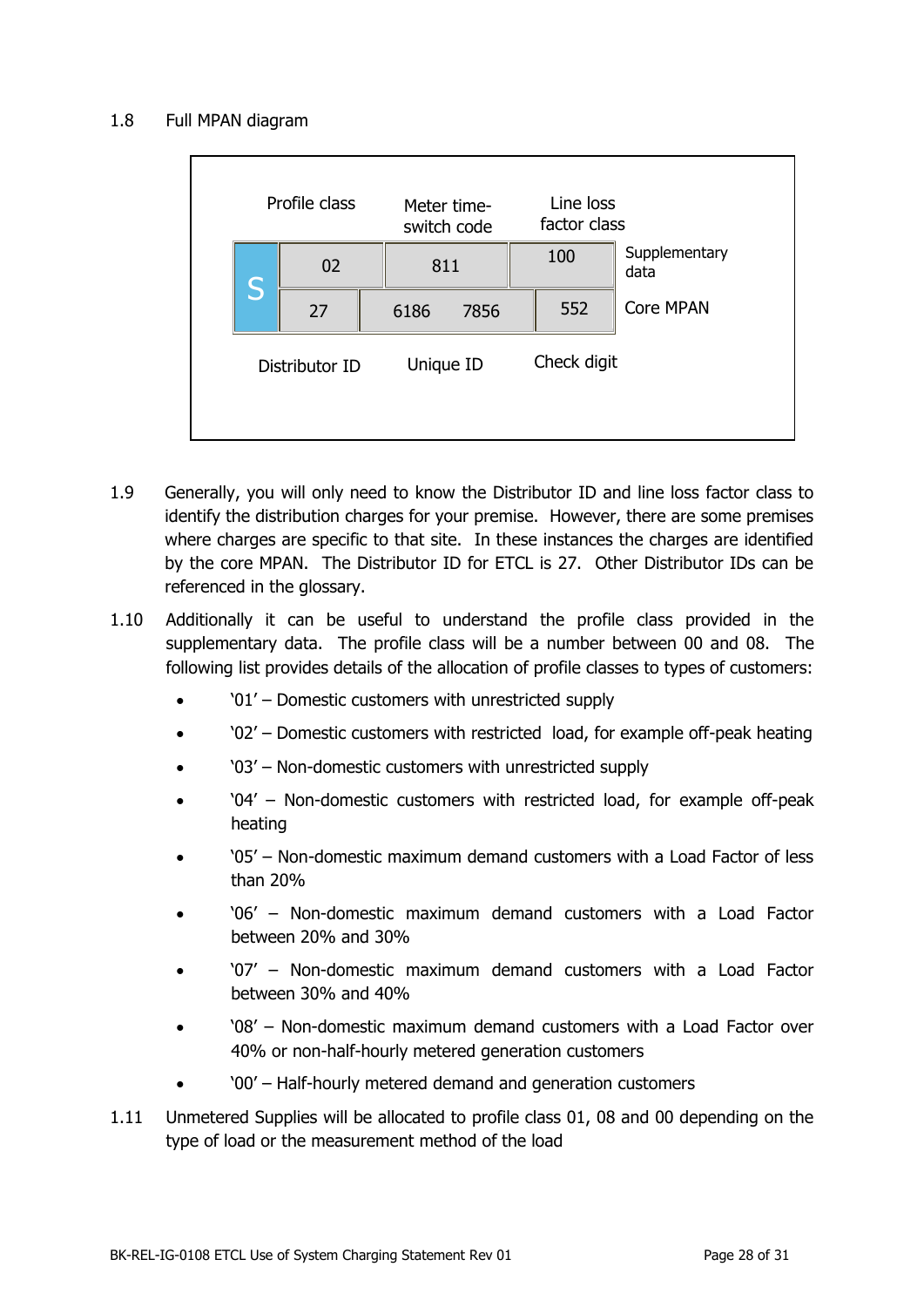1.8 Full MPAN diagram

| | Profile class | Meter time-switch code | Line loss factor class | |
|---|---|---|---|---|
| S | 02 | 811 | 100 | Supplementary data |
| | 27 | 6186 7856 | 552 | Core MPAN |
| | Distributor ID | Unique ID | Check digit | |

1.9 Generally, you will only need to know the Distributor ID and line loss factor class to identify the distribution charges for your premise. However, there are some premises where charges are specific to that site. In these instances the charges are identified by the core MPAN. The Distributor ID for ETCL is 27. Other Distributor IDs can be referenced in the glossary.

1.10 Additionally it can be useful to understand the profile class provided in the supplementary data. The profile class will be a number between 00 and 08. The following list provides details of the allocation of profile classes to types of customers:

- '01' – Domestic customers with unrestricted supply
- '02' – Domestic customers with restricted load, for example off-peak heating
- '03' – Non-domestic customers with unrestricted supply
- '04' – Non-domestic customers with restricted load, for example off-peak heating
- '05' – Non-domestic maximum demand customers with a Load Factor of less than 20%
- '06' – Non-domestic maximum demand customers with a Load Factor between 20% and 30%
- '07' – Non-domestic maximum demand customers with a Load Factor between 30% and 40%
- '08' – Non-domestic maximum demand customers with a Load Factor over 40% or non-half-hourly metered generation customers
- '00' – Half-hourly metered demand and generation customers

1.11 Unmetered Supplies will be allocated to profile class 01, 08 and 00 depending on the type of load or the measurement method of the load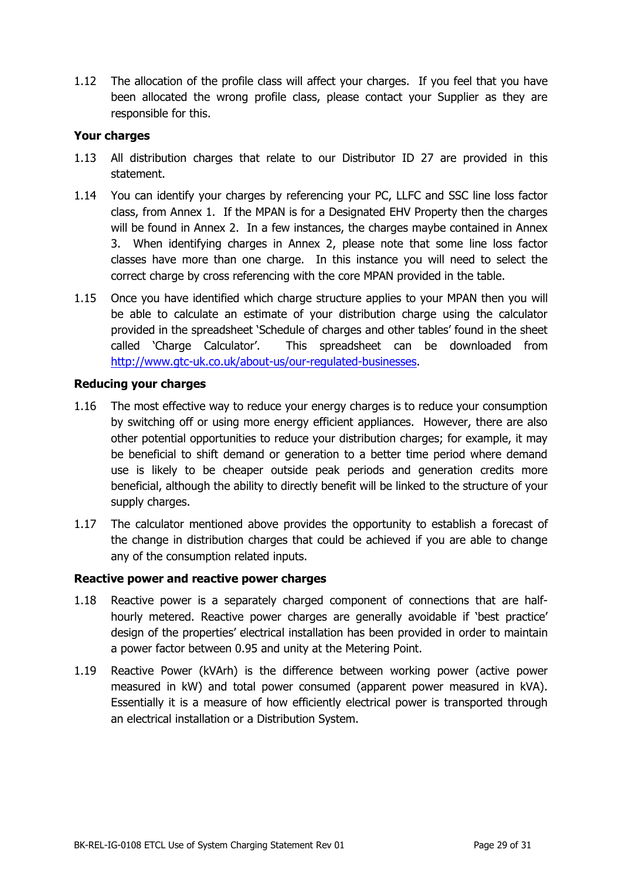1.12 The allocation of the profile class will affect your charges. If you feel that you have been allocated the wrong profile class, please contact your Supplier as they are responsible for this.

**Your charges**

1.13 All distribution charges that relate to our Distributor ID 27 are provided in this statement.

1.14 You can identify your charges by referencing your PC, LLFC and SSC line loss factor class, from Annex 1. If the MPAN is for a Designated EHV Property then the charges will be found in Annex 2. In a few instances, the charges maybe contained in Annex 3. When identifying charges in Annex 2, please note that some line loss factor classes have more than one charge. In this instance you will need to select the correct charge by cross referencing with the core MPAN provided in the table.

1.15 Once you have identified which charge structure applies to your MPAN then you will be able to calculate an estimate of your distribution charge using the calculator provided in the spreadsheet 'Schedule of charges and other tables' found in the sheet called 'Charge Calculator'. This spreadsheet can be downloaded from http://www.gtc-uk.co.uk/about-us/our-regulated-businesses.

**Reducing your charges**

1.16 The most effective way to reduce your energy charges is to reduce your consumption by switching off or using more energy efficient appliances. However, there are also other potential opportunities to reduce your distribution charges; for example, it may be beneficial to shift demand or generation to a better time period where demand use is likely to be cheaper outside peak periods and generation credits more beneficial, although the ability to directly benefit will be linked to the structure of your supply charges.

1.17 The calculator mentioned above provides the opportunity to establish a forecast of the change in distribution charges that could be achieved if you are able to change any of the consumption related inputs.

**Reactive power and reactive power charges**

1.18 Reactive power is a separately charged component of connections that are half-hourly metered. Reactive power charges are generally avoidable if 'best practice' design of the properties' electrical installation has been provided in order to maintain a power factor between 0.95 and unity at the Metering Point.

1.19 Reactive Power (kVArh) is the difference between working power (active power measured in kW) and total power consumed (apparent power measured in kVA). Essentially it is a measure of how efficiently electrical power is transported through an electrical installation or a Distribution System.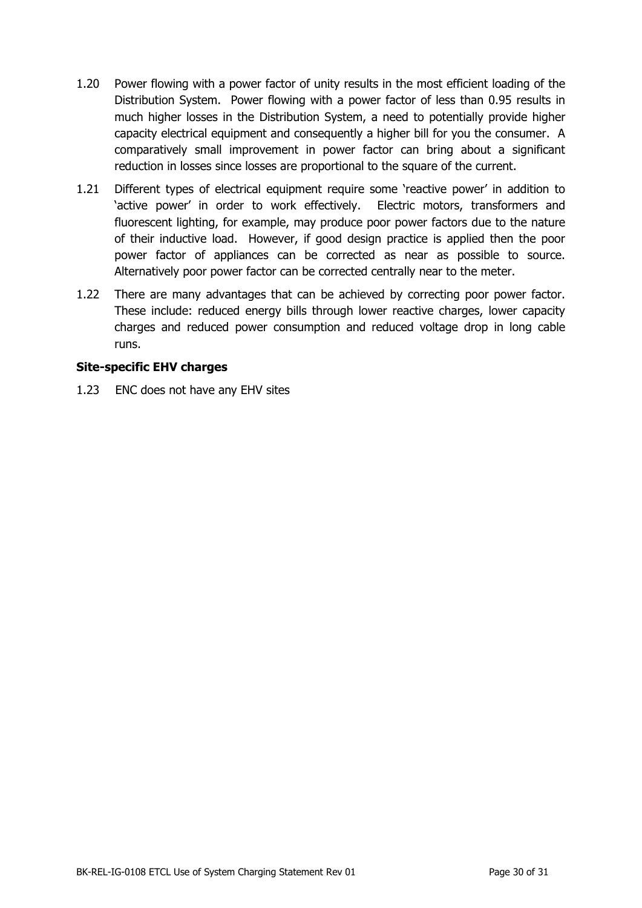1.20 Power flowing with a power factor of unity results in the most efficient loading of the Distribution System. Power flowing with a power factor of less than 0.95 results in much higher losses in the Distribution System, a need to potentially provide higher capacity electrical equipment and consequently a higher bill for you the consumer. A comparatively small improvement in power factor can bring about a significant reduction in losses since losses are proportional to the square of the current.

1.21 Different types of electrical equipment require some 'reactive power' in addition to 'active power' in order to work effectively. Electric motors, transformers and fluorescent lighting, for example, may produce poor power factors due to the nature of their inductive load. However, if good design practice is applied then the poor power factor of appliances can be corrected as near as possible to source. Alternatively poor power factor can be corrected centrally near to the meter.

1.22 There are many advantages that can be achieved by correcting poor power factor. These include: reduced energy bills through lower reactive charges, lower capacity charges and reduced power consumption and reduced voltage drop in long cable runs.

**Site-specific EHV charges**

1.23 ENC does not have any EHV sites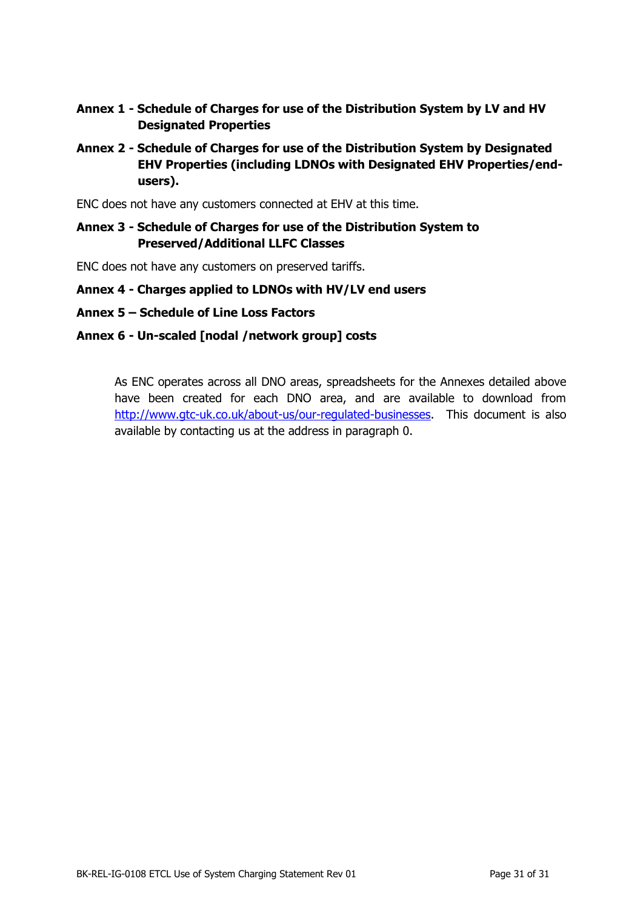## Annex 1 - Schedule of Charges for use of the Distribution System by LV and HV Designated Properties

## Annex 2 - Schedule of Charges for use of the Distribution System by Designated EHV Properties (including LDNOs with Designated EHV Properties/end-users).

ENC does not have any customers connected at EHV at this time.

## Annex 3 - Schedule of Charges for use of the Distribution System to Preserved/Additional LLFC Classes

ENC does not have any customers on preserved tariffs.

## Annex 4 - Charges applied to LDNOs with HV/LV end users

## Annex 5 – Schedule of Line Loss Factors

## Annex 6 - Un-scaled [nodal /network group] costs

As ENC operates across all DNO areas, spreadsheets for the Annexes detailed above have been created for each DNO area, and are available to download from http://www.gtc-uk.co.uk/about-us/our-regulated-businesses. This document is also available by contacting us at the address in paragraph 0.